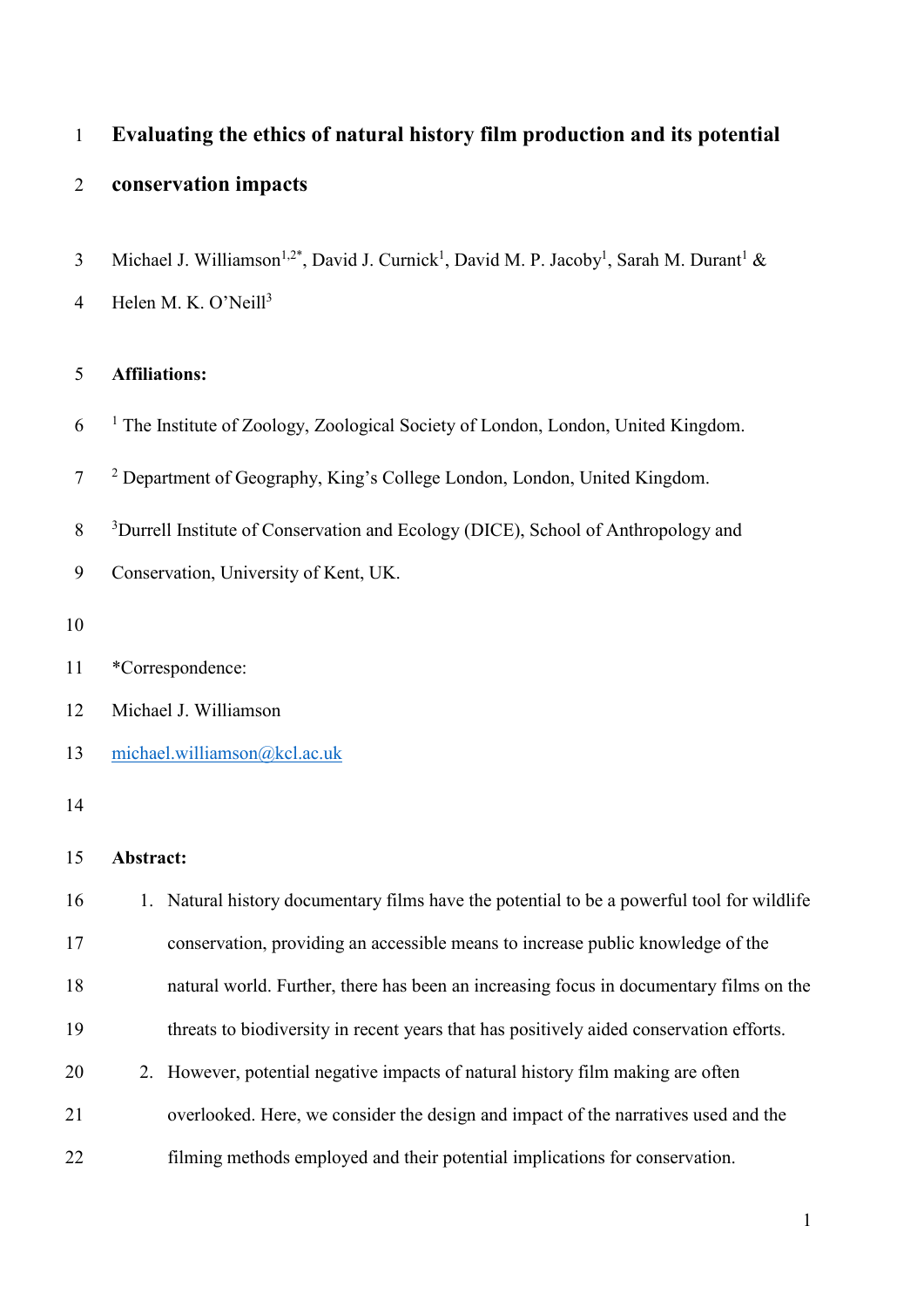# Evaluating the ethics of natural history film production and its potential conservation impacts

Michael J. Williamson[1,2*], David J. Curnick[1], David M. P. Jacoby[1], Sarah M. Durant[1] & Helen M. K. O'Neill[3]

**Affiliations:**

[1] The Institute of Zoology, Zoological Society of London, London, United Kingdom.

[2] Department of Geography, King's College London, London, United Kingdom.

[3] Durrell Institute of Conservation and Ecology (DICE), School of Anthropology and Conservation, University of Kent, UK.

*Correspondence:

Michael J. Williamson

michael.williamson@kcl.ac.uk

**Abstract:**

1. Natural history documentary films have the potential to be a powerful tool for wildlife conservation, providing an accessible means to increase public knowledge of the natural world. Further, there has been an increasing focus in documentary films on the threats to biodiversity in recent years that has positively aided conservation efforts.
2. However, potential negative impacts of natural history film making are often overlooked. Here, we consider the design and impact of the narratives used and the filming methods employed and their potential implications for conservation.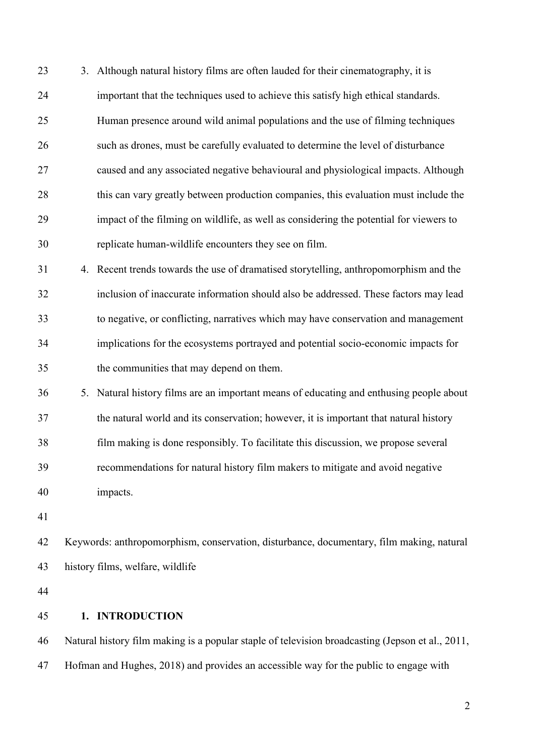3. Although natural history films are often lauded for their cinematography, it is important that the techniques used to achieve this satisfy high ethical standards. Human presence around wild animal populations and the use of filming techniques such as drones, must be carefully evaluated to determine the level of disturbance caused and any associated negative behavioural and physiological impacts. Although this can vary greatly between production companies, this evaluation must include the impact of the filming on wildlife, as well as considering the potential for viewers to replicate human-wildlife encounters they see on film.
4. Recent trends towards the use of dramatised storytelling, anthropomorphism and the inclusion of inaccurate information should also be addressed. These factors may lead to negative, or conflicting, narratives which may have conservation and management implications for the ecosystems portrayed and potential socio-economic impacts for the communities that may depend on them.
5. Natural history films are an important means of educating and enthusing people about the natural world and its conservation; however, it is important that natural history film making is done responsibly. To facilitate this discussion, we propose several recommendations for natural history film makers to mitigate and avoid negative impacts.

Keywords: anthropomorphism, conservation, disturbance, documentary, film making, natural history films, welfare, wildlife

## 1. INTRODUCTION

Natural history film making is a popular staple of television broadcasting (Jepson et al., 2011, Hofman and Hughes, 2018) and provides an accessible way for the public to engage with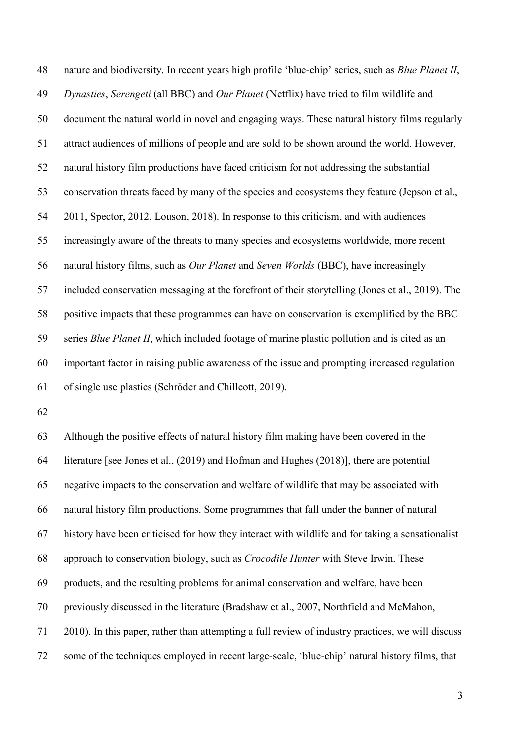nature and biodiversity. In recent years high profile 'blue-chip' series, such as *Blue Planet II*, *Dynasties*, *Serengeti* (all BBC) and *Our Planet* (Netflix) have tried to film wildlife and document the natural world in novel and engaging ways. These natural history films regularly attract audiences of millions of people and are sold to be shown around the world. However, natural history film productions have faced criticism for not addressing the substantial conservation threats faced by many of the species and ecosystems they feature (Jepson et al., 2011, Spector, 2012, Louson, 2018). In response to this criticism, and with audiences increasingly aware of the threats to many species and ecosystems worldwide, more recent natural history films, such as *Our Planet* and *Seven Worlds* (BBC), have increasingly included conservation messaging at the forefront of their storytelling (Jones et al., 2019). The positive impacts that these programmes can have on conservation is exemplified by the BBC series *Blue Planet II*, which included footage of marine plastic pollution and is cited as an important factor in raising public awareness of the issue and prompting increased regulation of single use plastics (Schröder and Chillcott, 2019).

Although the positive effects of natural history film making have been covered in the literature [see Jones et al., (2019) and Hofman and Hughes (2018)], there are potential negative impacts to the conservation and welfare of wildlife that may be associated with natural history film productions. Some programmes that fall under the banner of natural history have been criticised for how they interact with wildlife and for taking a sensationalist approach to conservation biology, such as *Crocodile Hunter* with Steve Irwin. These products, and the resulting problems for animal conservation and welfare, have been previously discussed in the literature (Bradshaw et al., 2007, Northfield and McMahon, 2010). In this paper, rather than attempting a full review of industry practices, we will discuss some of the techniques employed in recent large-scale, 'blue-chip' natural history films, that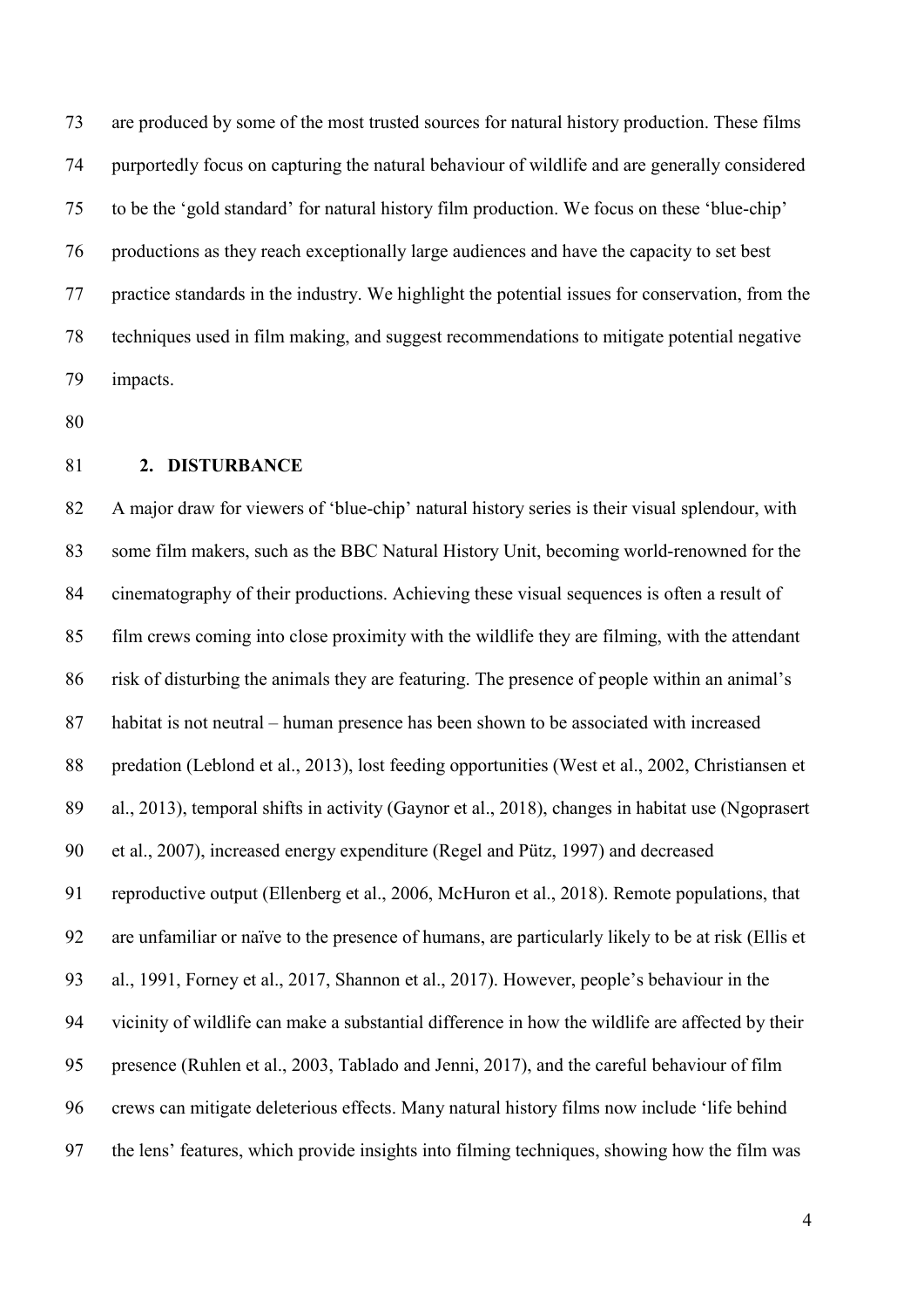are produced by some of the most trusted sources for natural history production. These films purportedly focus on capturing the natural behaviour of wildlife and are generally considered to be the 'gold standard' for natural history film production. We focus on these 'blue-chip' productions as they reach exceptionally large audiences and have the capacity to set best practice standards in the industry. We highlight the potential issues for conservation, from the techniques used in film making, and suggest recommendations to mitigate potential negative impacts.

## 2. DISTURBANCE

A major draw for viewers of 'blue-chip' natural history series is their visual splendour, with some film makers, such as the BBC Natural History Unit, becoming world-renowned for the cinematography of their productions. Achieving these visual sequences is often a result of film crews coming into close proximity with the wildlife they are filming, with the attendant risk of disturbing the animals they are featuring. The presence of people within an animal's habitat is not neutral – human presence has been shown to be associated with increased predation (Leblond et al., 2013), lost feeding opportunities (West et al., 2002, Christiansen et al., 2013), temporal shifts in activity (Gaynor et al., 2018), changes in habitat use (Ngoprasert et al., 2007), increased energy expenditure (Regel and Pütz, 1997) and decreased reproductive output (Ellenberg et al., 2006, McHuron et al., 2018). Remote populations, that are unfamiliar or naïve to the presence of humans, are particularly likely to be at risk (Ellis et al., 1991, Forney et al., 2017, Shannon et al., 2017). However, people's behaviour in the vicinity of wildlife can make a substantial difference in how the wildlife are affected by their presence (Ruhlen et al., 2003, Tablado and Jenni, 2017), and the careful behaviour of film crews can mitigate deleterious effects. Many natural history films now include 'life behind the lens' features, which provide insights into filming techniques, showing how the film was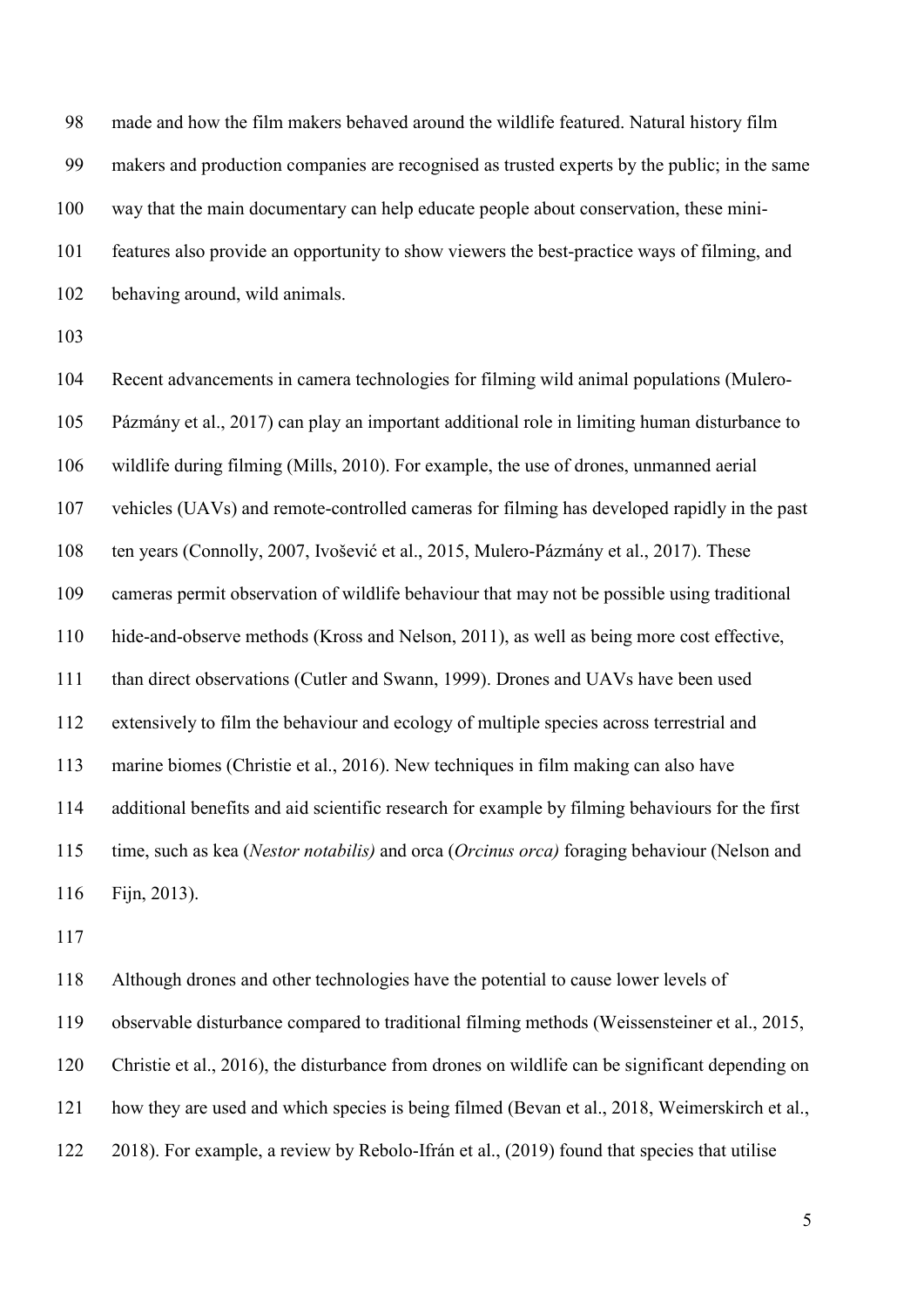made and how the film makers behaved around the wildlife featured. Natural history film makers and production companies are recognised as trusted experts by the public; in the same way that the main documentary can help educate people about conservation, these mini-features also provide an opportunity to show viewers the best-practice ways of filming, and behaving around, wild animals.

Recent advancements in camera technologies for filming wild animal populations (Mulero-Pázmány et al., 2017) can play an important additional role in limiting human disturbance to wildlife during filming (Mills, 2010). For example, the use of drones, unmanned aerial vehicles (UAVs) and remote-controlled cameras for filming has developed rapidly in the past ten years (Connolly, 2007, Ivošević et al., 2015, Mulero-Pázmány et al., 2017). These cameras permit observation of wildlife behaviour that may not be possible using traditional hide-and-observe methods (Kross and Nelson, 2011), as well as being more cost effective, than direct observations (Cutler and Swann, 1999). Drones and UAVs have been used extensively to film the behaviour and ecology of multiple species across terrestrial and marine biomes (Christie et al., 2016). New techniques in film making can also have additional benefits and aid scientific research for example by filming behaviours for the first time, such as kea (*Nestor notabilis)* and orca (*Orcinus orca)* foraging behaviour (Nelson and Fijn, 2013).

Although drones and other technologies have the potential to cause lower levels of observable disturbance compared to traditional filming methods (Weissensteiner et al., 2015, Christie et al., 2016), the disturbance from drones on wildlife can be significant depending on how they are used and which species is being filmed (Bevan et al., 2018, Weimerskirch et al., 2018). For example, a review by Rebolo-Ifrán et al., (2019) found that species that utilise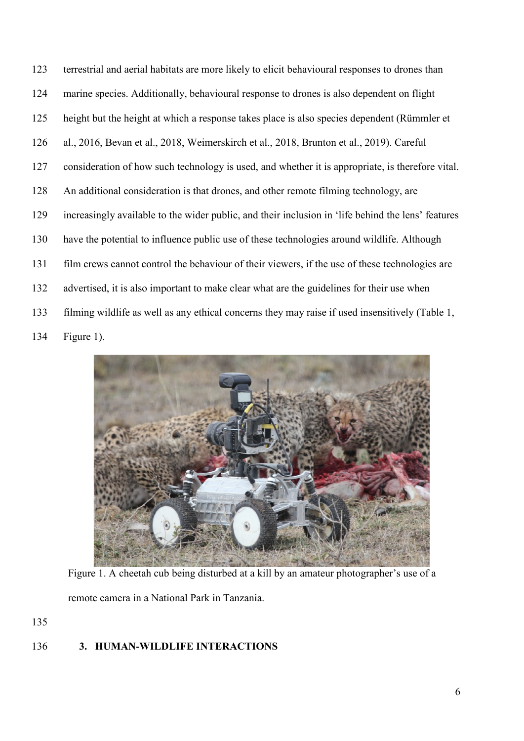terrestrial and aerial habitats are more likely to elicit behavioural responses to drones than marine species. Additionally, behavioural response to drones is also dependent on flight height but the height at which a response takes place is also species dependent (Rümmler et al., 2016, Bevan et al., 2018, Weimerskirch et al., 2018, Brunton et al., 2019). Careful consideration of how such technology is used, and whether it is appropriate, is therefore vital. An additional consideration is that drones, and other remote filming technology, are increasingly available to the wider public, and their inclusion in 'life behind the lens' features have the potential to influence public use of these technologies around wildlife. Although film crews cannot control the behaviour of their viewers, if the use of these technologies are advertised, it is also important to make clear what are the guidelines for their use when filming wildlife as well as any ethical concerns they may raise if used insensitively (Table 1, Figure 1).

Figure 1. A cheetah cub being disturbed at a kill by an amateur photographer's use of a remote camera in a National Park in Tanzania.

## 3. HUMAN-WILDLIFE INTERACTIONS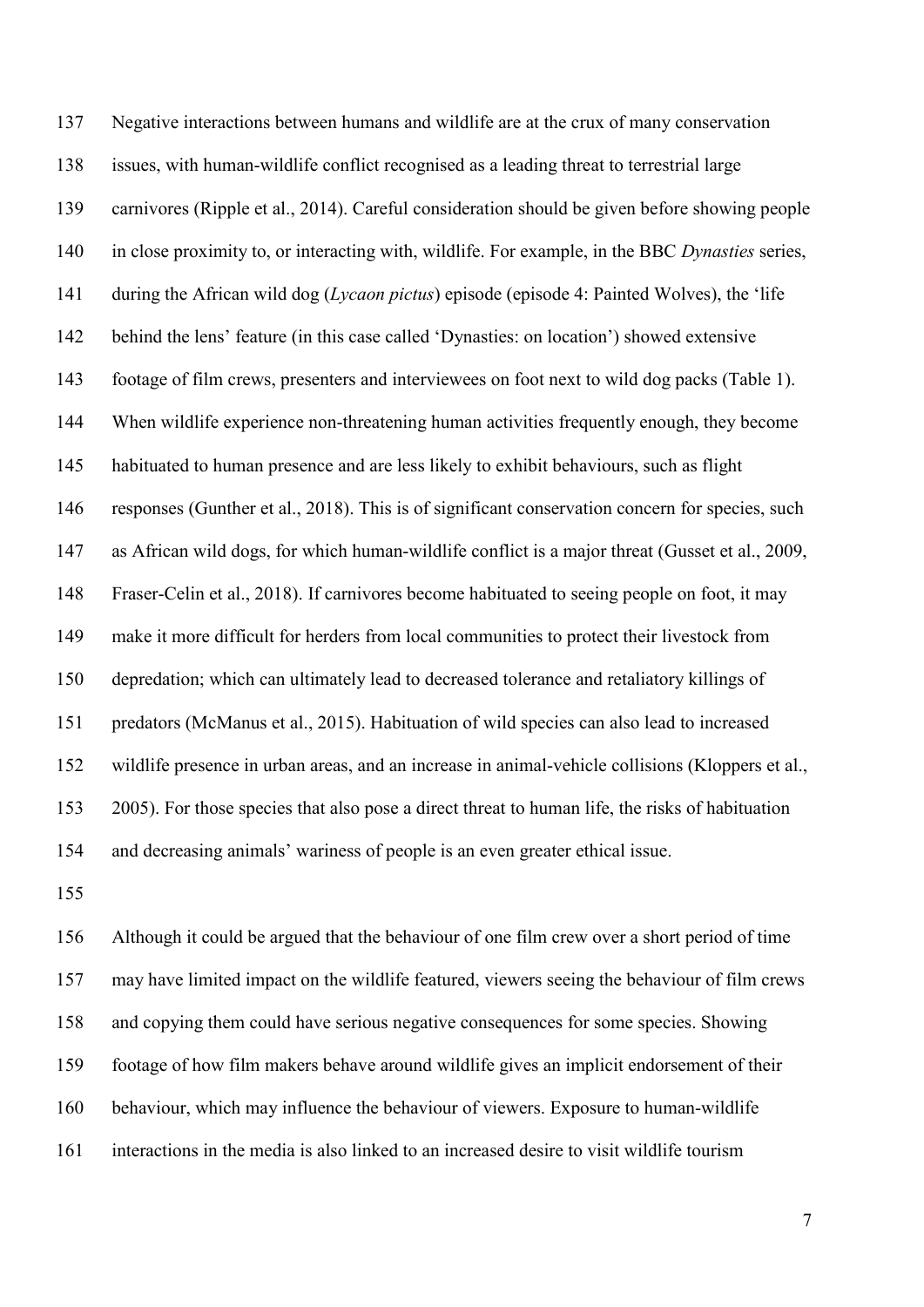Negative interactions between humans and wildlife are at the crux of many conservation issues, with human-wildlife conflict recognised as a leading threat to terrestrial large carnivores (Ripple et al., 2014). Careful consideration should be given before showing people in close proximity to, or interacting with, wildlife. For example, in the BBC *Dynasties* series, during the African wild dog (*Lycaon pictus*) episode (episode 4: Painted Wolves), the 'life behind the lens' feature (in this case called 'Dynasties: on location') showed extensive footage of film crews, presenters and interviewees on foot next to wild dog packs (Table 1). When wildlife experience non-threatening human activities frequently enough, they become habituated to human presence and are less likely to exhibit behaviours, such as flight responses (Gunther et al., 2018). This is of significant conservation concern for species, such as African wild dogs, for which human-wildlife conflict is a major threat (Gusset et al., 2009, Fraser-Celin et al., 2018). If carnivores become habituated to seeing people on foot, it may make it more difficult for herders from local communities to protect their livestock from depredation; which can ultimately lead to decreased tolerance and retaliatory killings of predators (McManus et al., 2015). Habituation of wild species can also lead to increased wildlife presence in urban areas, and an increase in animal-vehicle collisions (Kloppers et al., 2005). For those species that also pose a direct threat to human life, the risks of habituation and decreasing animals' wariness of people is an even greater ethical issue.

Although it could be argued that the behaviour of one film crew over a short period of time may have limited impact on the wildlife featured, viewers seeing the behaviour of film crews and copying them could have serious negative consequences for some species. Showing footage of how film makers behave around wildlife gives an implicit endorsement of their behaviour, which may influence the behaviour of viewers. Exposure to human-wildlife interactions in the media is also linked to an increased desire to visit wildlife tourism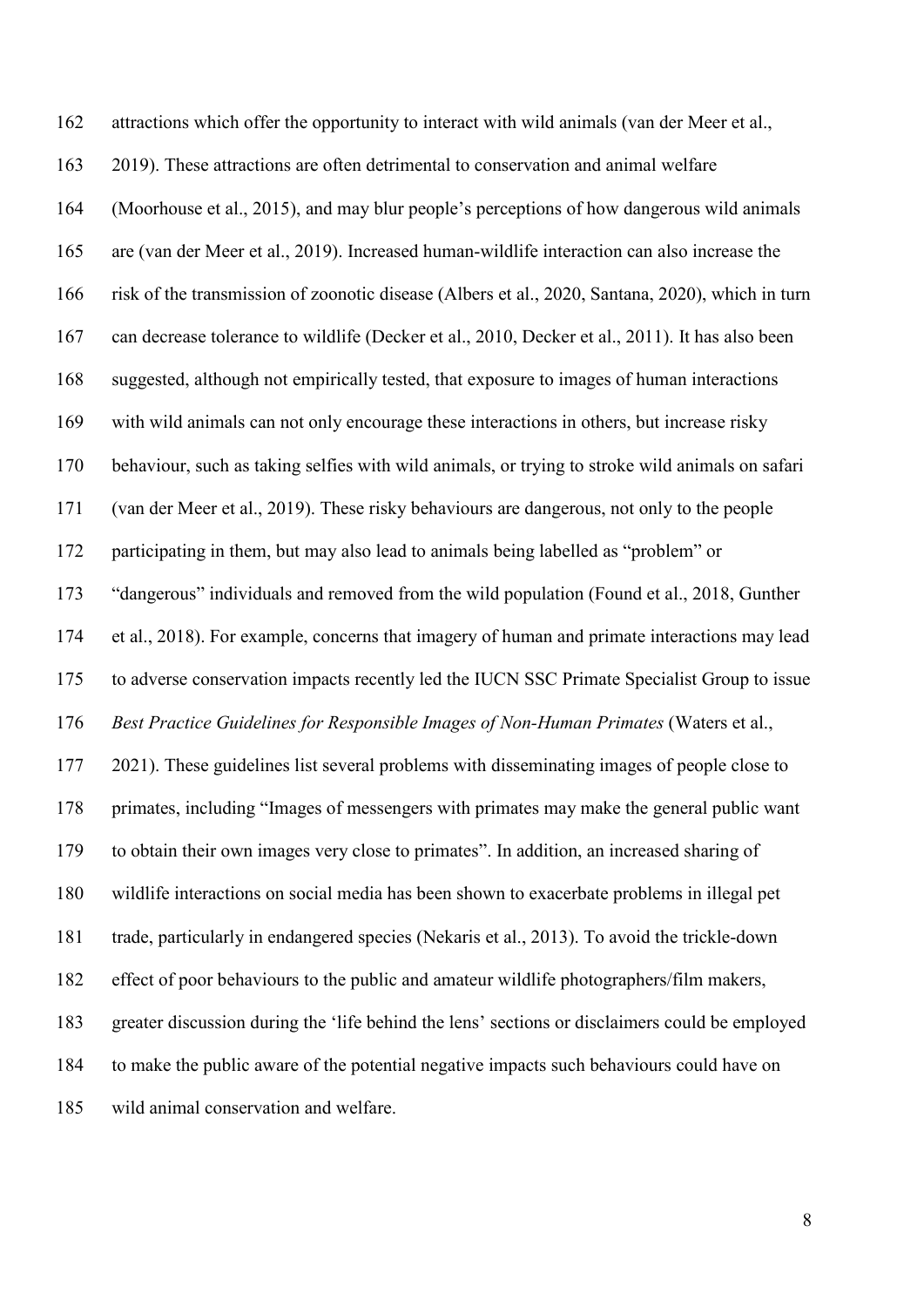attractions which offer the opportunity to interact with wild animals (van der Meer et al., 2019). These attractions are often detrimental to conservation and animal welfare (Moorhouse et al., 2015), and may blur people's perceptions of how dangerous wild animals are (van der Meer et al., 2019). Increased human-wildlife interaction can also increase the risk of the transmission of zoonotic disease (Albers et al., 2020, Santana, 2020), which in turn can decrease tolerance to wildlife (Decker et al., 2010, Decker et al., 2011). It has also been suggested, although not empirically tested, that exposure to images of human interactions with wild animals can not only encourage these interactions in others, but increase risky behaviour, such as taking selfies with wild animals, or trying to stroke wild animals on safari (van der Meer et al., 2019). These risky behaviours are dangerous, not only to the people participating in them, but may also lead to animals being labelled as "problem" or "dangerous" individuals and removed from the wild population (Found et al., 2018, Gunther et al., 2018). For example, concerns that imagery of human and primate interactions may lead to adverse conservation impacts recently led the IUCN SSC Primate Specialist Group to issue *Best Practice Guidelines for Responsible Images of Non-Human Primates* (Waters et al., 2021). These guidelines list several problems with disseminating images of people close to primates, including "Images of messengers with primates may make the general public want to obtain their own images very close to primates". In addition, an increased sharing of wildlife interactions on social media has been shown to exacerbate problems in illegal pet trade, particularly in endangered species (Nekaris et al., 2013). To avoid the trickle-down effect of poor behaviours to the public and amateur wildlife photographers/film makers, greater discussion during the 'life behind the lens' sections or disclaimers could be employed to make the public aware of the potential negative impacts such behaviours could have on wild animal conservation and welfare.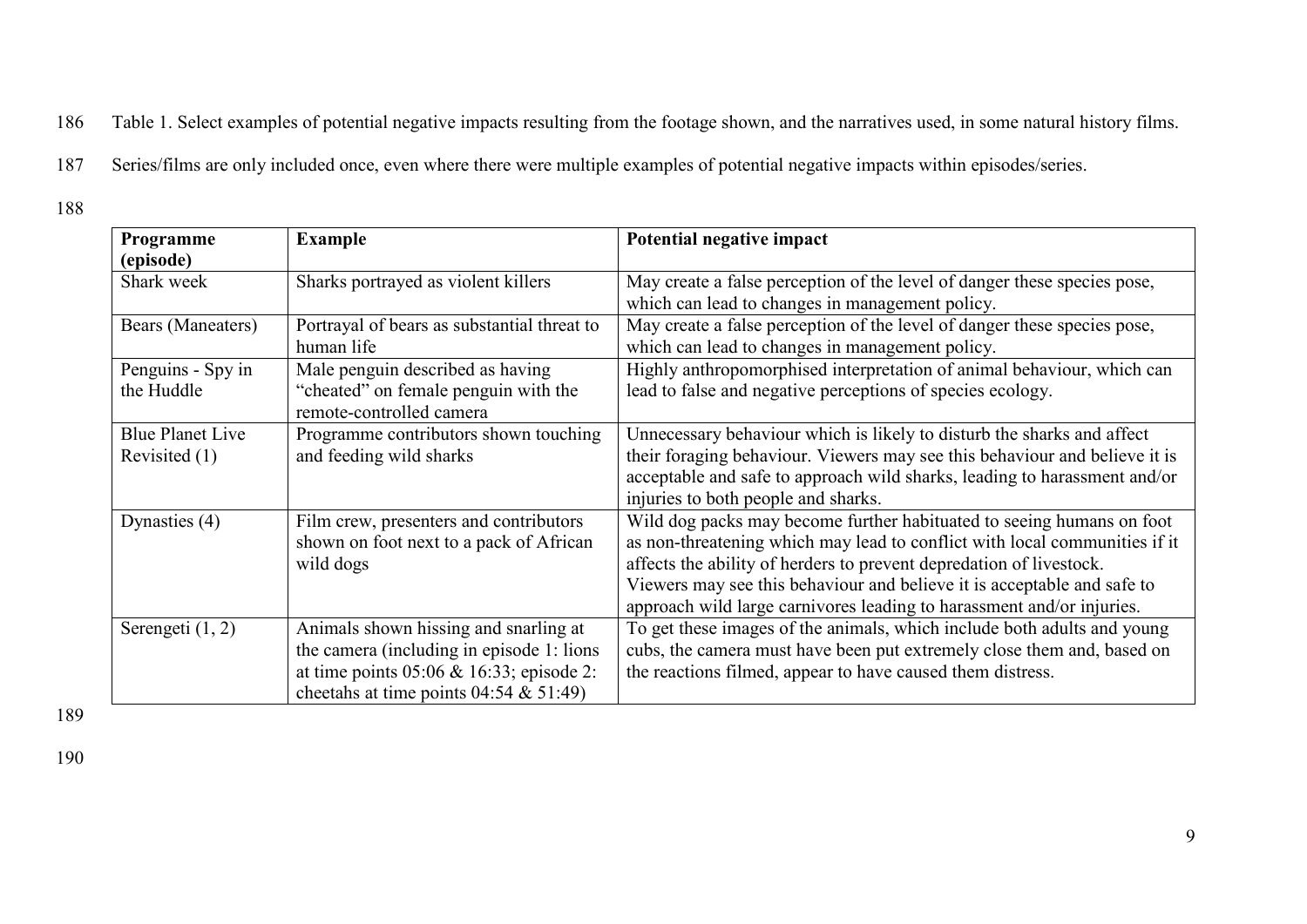Table 1. Select examples of potential negative impacts resulting from the footage shown, and the narratives used, in some natural history films. Series/films are only included once, even where there were multiple examples of potential negative impacts within episodes/series.

| Programme (episode) | Example | Potential negative impact |
|---|---|---|
| Shark week | Sharks portrayed as violent killers | May create a false perception of the level of danger these species pose, which can lead to changes in management policy. |
| Bears (Maneaters) | Portrayal of bears as substantial threat to human life | May create a false perception of the level of danger these species pose, which can lead to changes in management policy. |
| Penguins - Spy in the Huddle | Male penguin described as having "cheated" on female penguin with the remote-controlled camera | Highly anthropomorphised interpretation of animal behaviour, which can lead to false and negative perceptions of species ecology. |
| Blue Planet Live Revisited (1) | Programme contributors shown touching and feeding wild sharks | Unnecessary behaviour which is likely to disturb the sharks and affect their foraging behaviour. Viewers may see this behaviour and believe it is acceptable and safe to approach wild sharks, leading to harassment and/or injuries to both people and sharks. |
| Dynasties (4) | Film crew, presenters and contributors shown on foot next to a pack of African wild dogs | Wild dog packs may become further habituated to seeing humans on foot as non-threatening which may lead to conflict with local communities if it affects the ability of herders to prevent depredation of livestock. Viewers may see this behaviour and believe it is acceptable and safe to approach wild large carnivores leading to harassment and/or injuries. |
| Serengeti (1, 2) | Animals shown hissing and snarling at the camera (including in episode 1: lions at time points 05:06 & 16:33; episode 2: cheetahs at time points 04:54 & 51:49) | To get these images of the animals, which include both adults and young cubs, the camera must have been put extremely close them and, based on the reactions filmed, appear to have caused them distress. |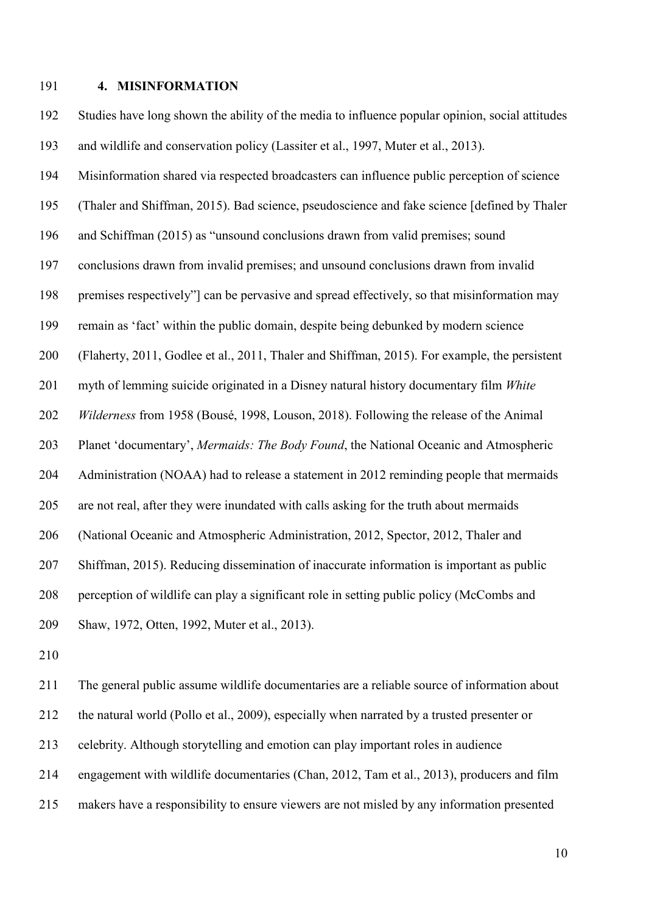## 4. MISINFORMATION

Studies have long shown the ability of the media to influence popular opinion, social attitudes and wildlife and conservation policy (Lassiter et al., 1997, Muter et al., 2013). Misinformation shared via respected broadcasters can influence public perception of science (Thaler and Shiffman, 2015). Bad science, pseudoscience and fake science [defined by Thaler and Schiffman (2015) as "unsound conclusions drawn from valid premises; sound conclusions drawn from invalid premises; and unsound conclusions drawn from invalid premises respectively"] can be pervasive and spread effectively, so that misinformation may remain as 'fact' within the public domain, despite being debunked by modern science (Flaherty, 2011, Godlee et al., 2011, Thaler and Shiffman, 2015). For example, the persistent myth of lemming suicide originated in a Disney natural history documentary film *White Wilderness* from 1958 (Bousé, 1998, Louson, 2018). Following the release of the Animal Planet 'documentary', *Mermaids: The Body Found*, the National Oceanic and Atmospheric Administration (NOAA) had to release a statement in 2012 reminding people that mermaids are not real, after they were inundated with calls asking for the truth about mermaids (National Oceanic and Atmospheric Administration, 2012, Spector, 2012, Thaler and Shiffman, 2015). Reducing dissemination of inaccurate information is important as public perception of wildlife can play a significant role in setting public policy (McCombs and Shaw, 1972, Otten, 1992, Muter et al., 2013).

The general public assume wildlife documentaries are a reliable source of information about the natural world (Pollo et al., 2009), especially when narrated by a trusted presenter or celebrity. Although storytelling and emotion can play important roles in audience engagement with wildlife documentaries (Chan, 2012, Tam et al., 2013), producers and film makers have a responsibility to ensure viewers are not misled by any information presented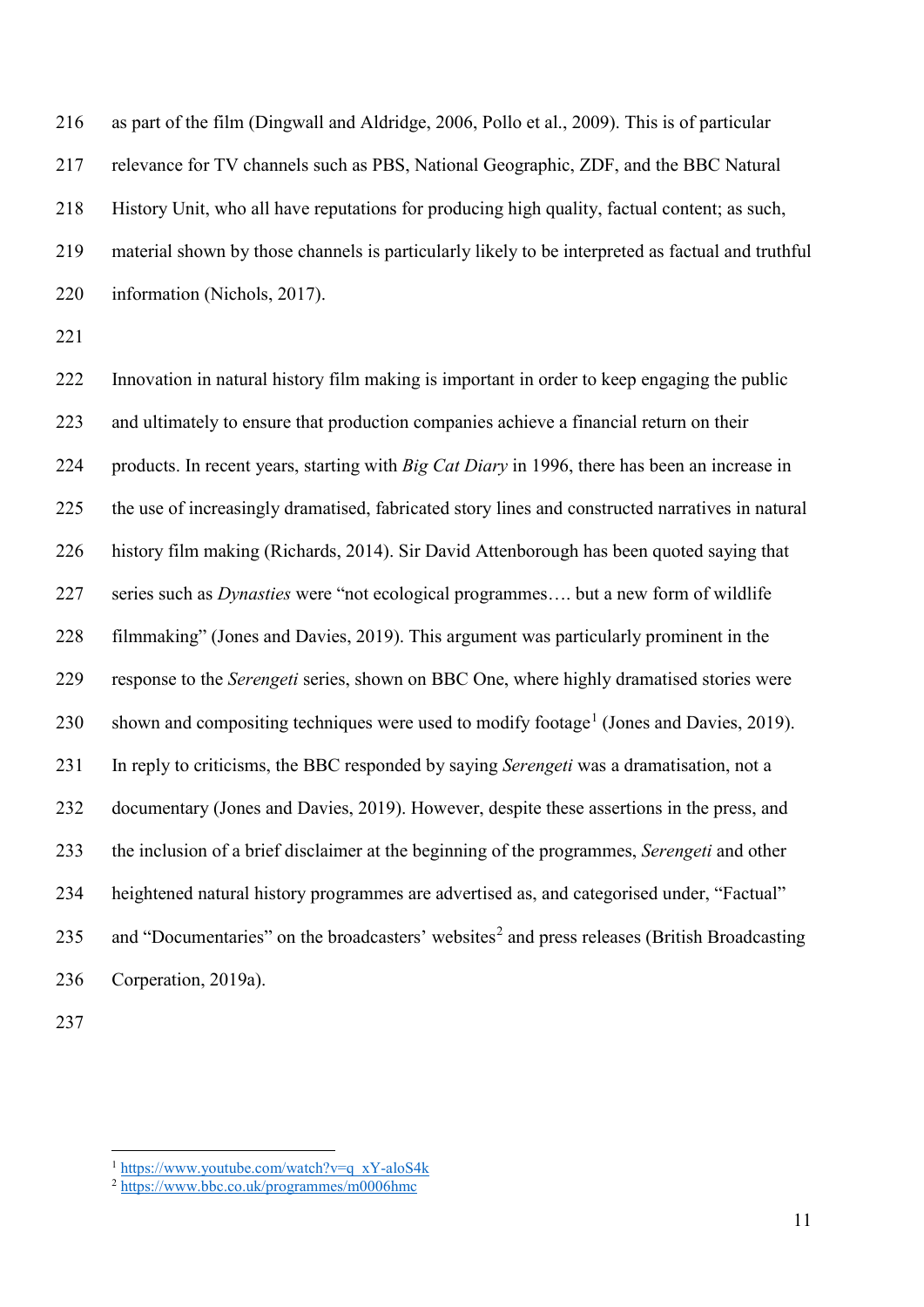as part of the film (Dingwall and Aldridge, 2006, Pollo et al., 2009). This is of particular relevance for TV channels such as PBS, National Geographic, ZDF, and the BBC Natural History Unit, who all have reputations for producing high quality, factual content; as such, material shown by those channels is particularly likely to be interpreted as factual and truthful information (Nichols, 2017).

Innovation in natural history film making is important in order to keep engaging the public and ultimately to ensure that production companies achieve a financial return on their products. In recent years, starting with *Big Cat Diary* in 1996, there has been an increase in the use of increasingly dramatised, fabricated story lines and constructed narratives in natural history film making (Richards, 2014). Sir David Attenborough has been quoted saying that series such as *Dynasties* were "not ecological programmes…. but a new form of wildlife filmmaking" (Jones and Davies, 2019). This argument was particularly prominent in the response to the *Serengeti* series, shown on BBC One, where highly dramatised stories were shown and compositing techniques were used to modify footage[1] (Jones and Davies, 2019). In reply to criticisms, the BBC responded by saying *Serengeti* was a dramatisation, not a documentary (Jones and Davies, 2019). However, despite these assertions in the press, and the inclusion of a brief disclaimer at the beginning of the programmes, *Serengeti* and other heightened natural history programmes are advertised as, and categorised under, "Factual" and "Documentaries" on the broadcasters' websites[2] and press releases (British Broadcasting Corperation, 2019a).

---

[1] https://www.youtube.com/watch?v=q_xY-aloS4k

[2] https://www.bbc.co.uk/programmes/m0006hmc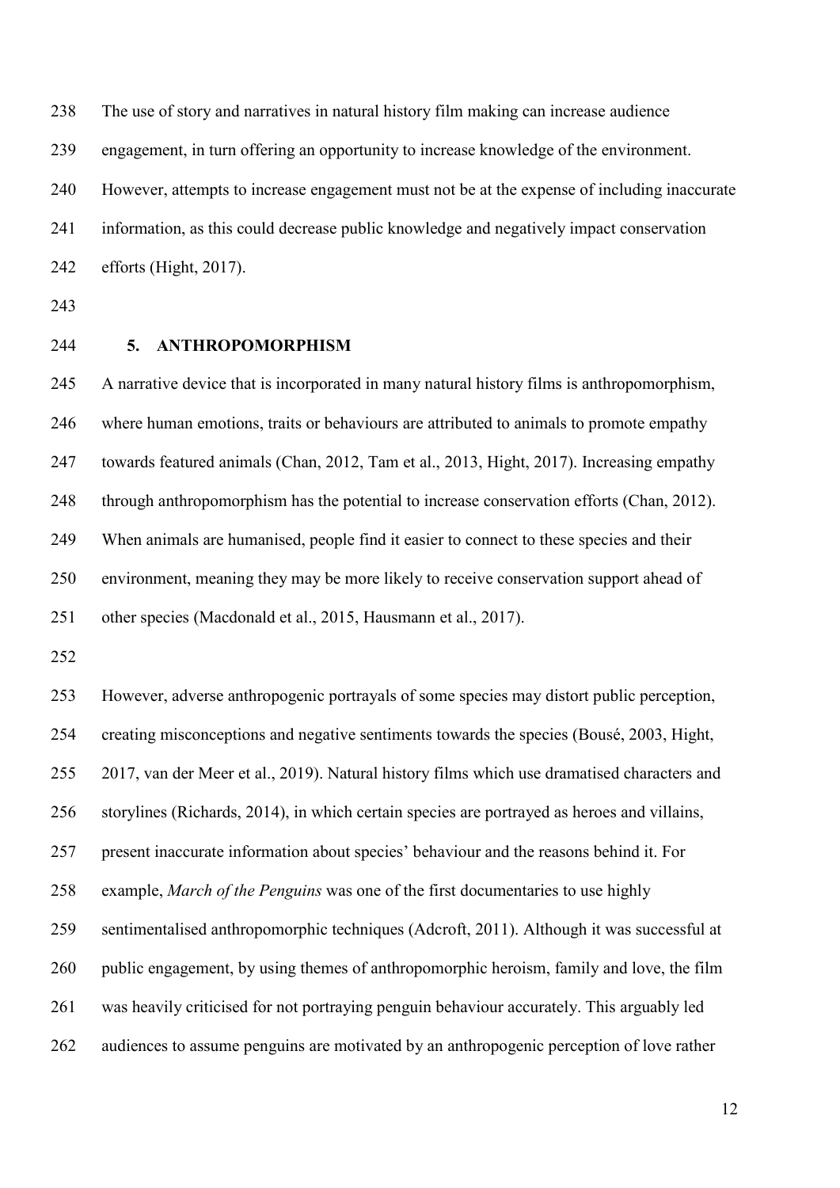The use of story and narratives in natural history film making can increase audience engagement, in turn offering an opportunity to increase knowledge of the environment. However, attempts to increase engagement must not be at the expense of including inaccurate information, as this could decrease public knowledge and negatively impact conservation efforts (Hight, 2017).

## 5. ANTHROPOMORPHISM

A narrative device that is incorporated in many natural history films is anthropomorphism, where human emotions, traits or behaviours are attributed to animals to promote empathy towards featured animals (Chan, 2012, Tam et al., 2013, Hight, 2017). Increasing empathy through anthropomorphism has the potential to increase conservation efforts (Chan, 2012). When animals are humanised, people find it easier to connect to these species and their environment, meaning they may be more likely to receive conservation support ahead of other species (Macdonald et al., 2015, Hausmann et al., 2017).

However, adverse anthropogenic portrayals of some species may distort public perception, creating misconceptions and negative sentiments towards the species (Bousé, 2003, Hight, 2017, van der Meer et al., 2019). Natural history films which use dramatised characters and storylines (Richards, 2014), in which certain species are portrayed as heroes and villains, present inaccurate information about species' behaviour and the reasons behind it. For example, *March of the Penguins* was one of the first documentaries to use highly sentimentalised anthropomorphic techniques (Adcroft, 2011). Although it was successful at public engagement, by using themes of anthropomorphic heroism, family and love, the film was heavily criticised for not portraying penguin behaviour accurately. This arguably led audiences to assume penguins are motivated by an anthropogenic perception of love rather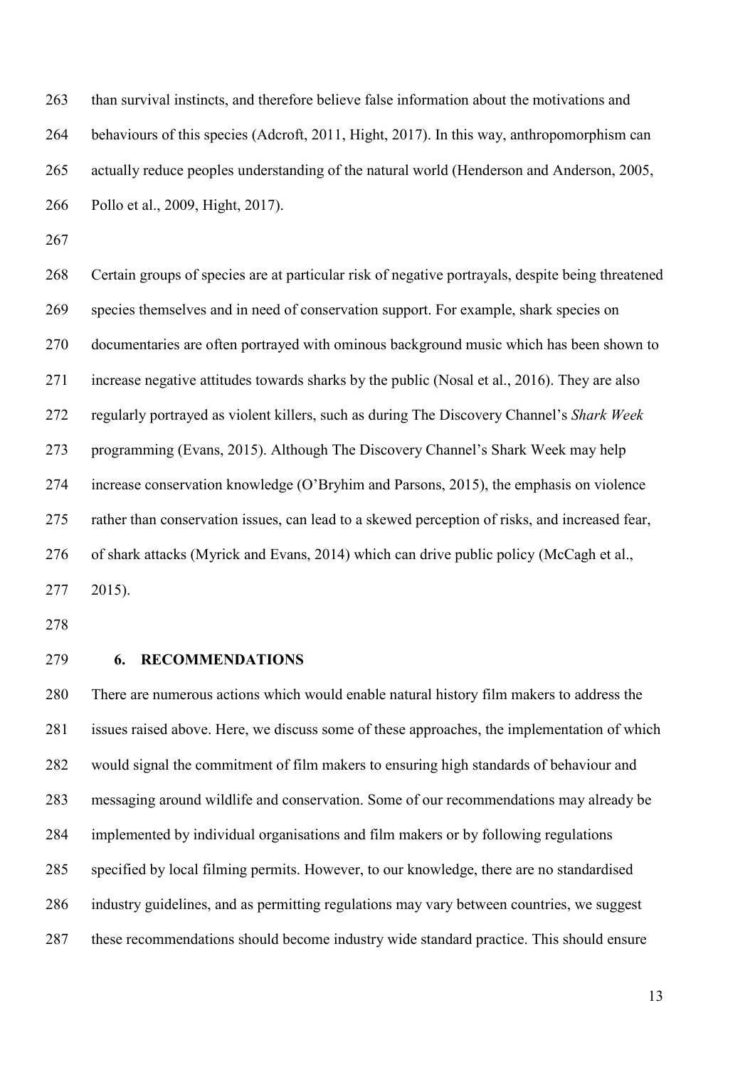than survival instincts, and therefore believe false information about the motivations and behaviours of this species (Adcroft, 2011, Hight, 2017). In this way, anthropomorphism can actually reduce peoples understanding of the natural world (Henderson and Anderson, 2005, Pollo et al., 2009, Hight, 2017).

Certain groups of species are at particular risk of negative portrayals, despite being threatened species themselves and in need of conservation support. For example, shark species on documentaries are often portrayed with ominous background music which has been shown to increase negative attitudes towards sharks by the public (Nosal et al., 2016). They are also regularly portrayed as violent killers, such as during The Discovery Channel's *Shark Week* programming (Evans, 2015). Although The Discovery Channel's Shark Week may help increase conservation knowledge (O'Bryhim and Parsons, 2015), the emphasis on violence rather than conservation issues, can lead to a skewed perception of risks, and increased fear, of shark attacks (Myrick and Evans, 2014) which can drive public policy (McCagh et al., 2015).

## 6. RECOMMENDATIONS

There are numerous actions which would enable natural history film makers to address the issues raised above. Here, we discuss some of these approaches, the implementation of which would signal the commitment of film makers to ensuring high standards of behaviour and messaging around wildlife and conservation. Some of our recommendations may already be implemented by individual organisations and film makers or by following regulations specified by local filming permits. However, to our knowledge, there are no standardised industry guidelines, and as permitting regulations may vary between countries, we suggest these recommendations should become industry wide standard practice. This should ensure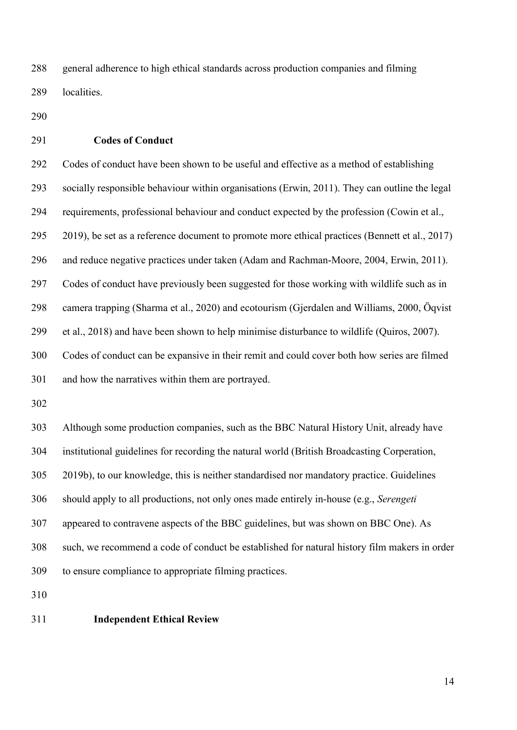general adherence to high ethical standards across production companies and filming localities.

## Codes of Conduct

Codes of conduct have been shown to be useful and effective as a method of establishing socially responsible behaviour within organisations (Erwin, 2011). They can outline the legal requirements, professional behaviour and conduct expected by the profession (Cowin et al., 2019), be set as a reference document to promote more ethical practices (Bennett et al., 2017) and reduce negative practices under taken (Adam and Rachman-Moore, 2004, Erwin, 2011). Codes of conduct have previously been suggested for those working with wildlife such as in camera trapping (Sharma et al., 2020) and ecotourism (Gjerdalen and Williams, 2000, Öqvist et al., 2018) and have been shown to help minimise disturbance to wildlife (Quiros, 2007). Codes of conduct can be expansive in their remit and could cover both how series are filmed and how the narratives within them are portrayed.

Although some production companies, such as the BBC Natural History Unit, already have institutional guidelines for recording the natural world (British Broadcasting Corperation, 2019b), to our knowledge, this is neither standardised nor mandatory practice. Guidelines should apply to all productions, not only ones made entirely in-house (e.g., *Serengeti* appeared to contravene aspects of the BBC guidelines, but was shown on BBC One). As such, we recommend a code of conduct be established for natural history film makers in order to ensure compliance to appropriate filming practices.

## Independent Ethical Review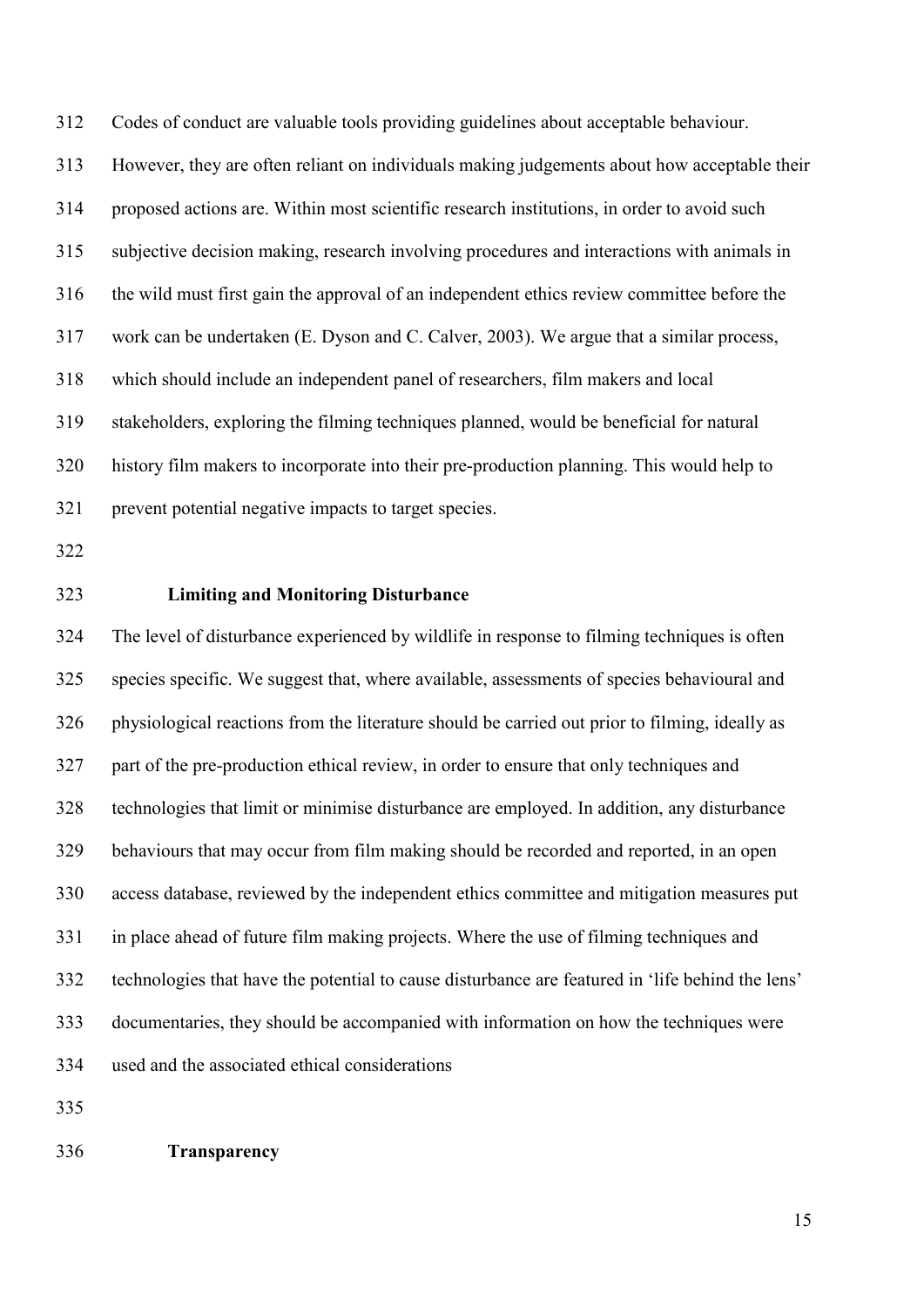Codes of conduct are valuable tools providing guidelines about acceptable behaviour. However, they are often reliant on individuals making judgements about how acceptable their proposed actions are. Within most scientific research institutions, in order to avoid such subjective decision making, research involving procedures and interactions with animals in the wild must first gain the approval of an independent ethics review committee before the work can be undertaken (E. Dyson and C. Calver, 2003). We argue that a similar process, which should include an independent panel of researchers, film makers and local stakeholders, exploring the filming techniques planned, would be beneficial for natural history film makers to incorporate into their pre-production planning. This would help to prevent potential negative impacts to target species.

### Limiting and Monitoring Disturbance

The level of disturbance experienced by wildlife in response to filming techniques is often species specific. We suggest that, where available, assessments of species behavioural and physiological reactions from the literature should be carried out prior to filming, ideally as part of the pre-production ethical review, in order to ensure that only techniques and technologies that limit or minimise disturbance are employed. In addition, any disturbance behaviours that may occur from film making should be recorded and reported, in an open access database, reviewed by the independent ethics committee and mitigation measures put in place ahead of future film making projects. Where the use of filming techniques and technologies that have the potential to cause disturbance are featured in 'life behind the lens' documentaries, they should be accompanied with information on how the techniques were used and the associated ethical considerations

### Transparency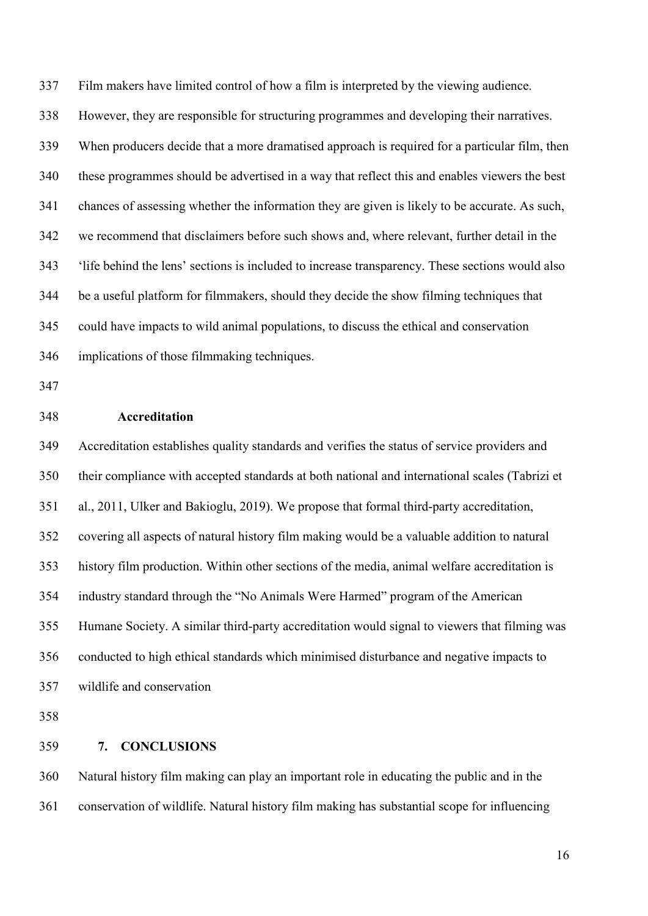Film makers have limited control of how a film is interpreted by the viewing audience. However, they are responsible for structuring programmes and developing their narratives. When producers decide that a more dramatised approach is required for a particular film, then these programmes should be advertised in a way that reflect this and enables viewers the best chances of assessing whether the information they are given is likely to be accurate. As such, we recommend that disclaimers before such shows and, where relevant, further detail in the 'life behind the lens' sections is included to increase transparency. These sections would also be a useful platform for filmmakers, should they decide the show filming techniques that could have impacts to wild animal populations, to discuss the ethical and conservation implications of those filmmaking techniques.

### Accreditation

Accreditation establishes quality standards and verifies the status of service providers and their compliance with accepted standards at both national and international scales (Tabrizi et al., 2011, Ulker and Bakioglu, 2019). We propose that formal third-party accreditation, covering all aspects of natural history film making would be a valuable addition to natural history film production. Within other sections of the media, animal welfare accreditation is industry standard through the "No Animals Were Harmed" program of the American Humane Society. A similar third-party accreditation would signal to viewers that filming was conducted to high ethical standards which minimised disturbance and negative impacts to wildlife and conservation

## 7. CONCLUSIONS

Natural history film making can play an important role in educating the public and in the conservation of wildlife. Natural history film making has substantial scope for influencing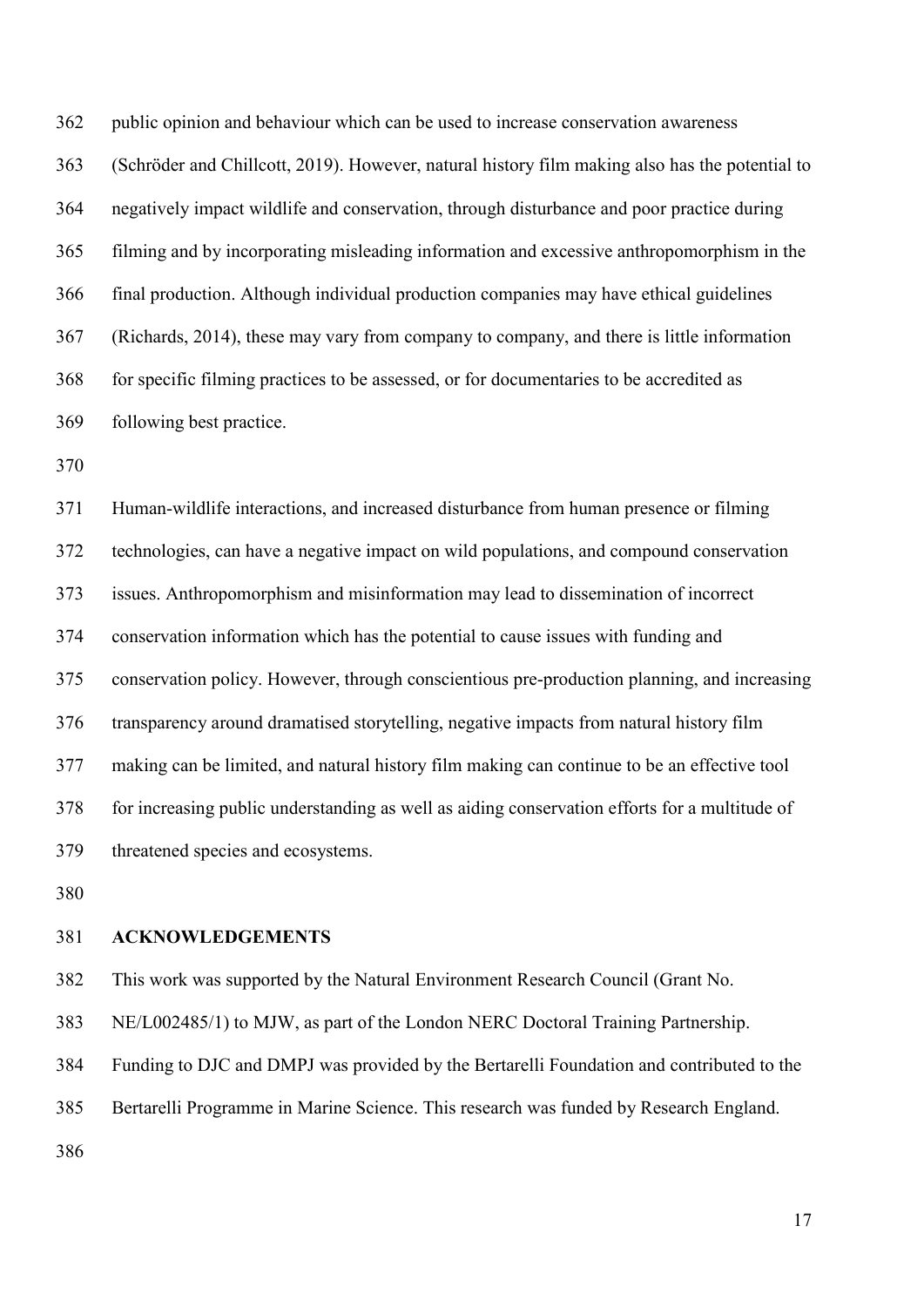public opinion and behaviour which can be used to increase conservation awareness (Schröder and Chillcott, 2019). However, natural history film making also has the potential to negatively impact wildlife and conservation, through disturbance and poor practice during filming and by incorporating misleading information and excessive anthropomorphism in the final production. Although individual production companies may have ethical guidelines (Richards, 2014), these may vary from company to company, and there is little information for specific filming practices to be assessed, or for documentaries to be accredited as following best practice.

Human-wildlife interactions, and increased disturbance from human presence or filming technologies, can have a negative impact on wild populations, and compound conservation issues. Anthropomorphism and misinformation may lead to dissemination of incorrect conservation information which has the potential to cause issues with funding and conservation policy. However, through conscientious pre-production planning, and increasing transparency around dramatised storytelling, negative impacts from natural history film making can be limited, and natural history film making can continue to be an effective tool for increasing public understanding as well as aiding conservation efforts for a multitude of threatened species and ecosystems.

## ACKNOWLEDGEMENTS

This work was supported by the Natural Environment Research Council (Grant No. NE/L002485/1) to MJW, as part of the London NERC Doctoral Training Partnership. Funding to DJC and DMPJ was provided by the Bertarelli Foundation and contributed to the Bertarelli Programme in Marine Science. This research was funded by Research England.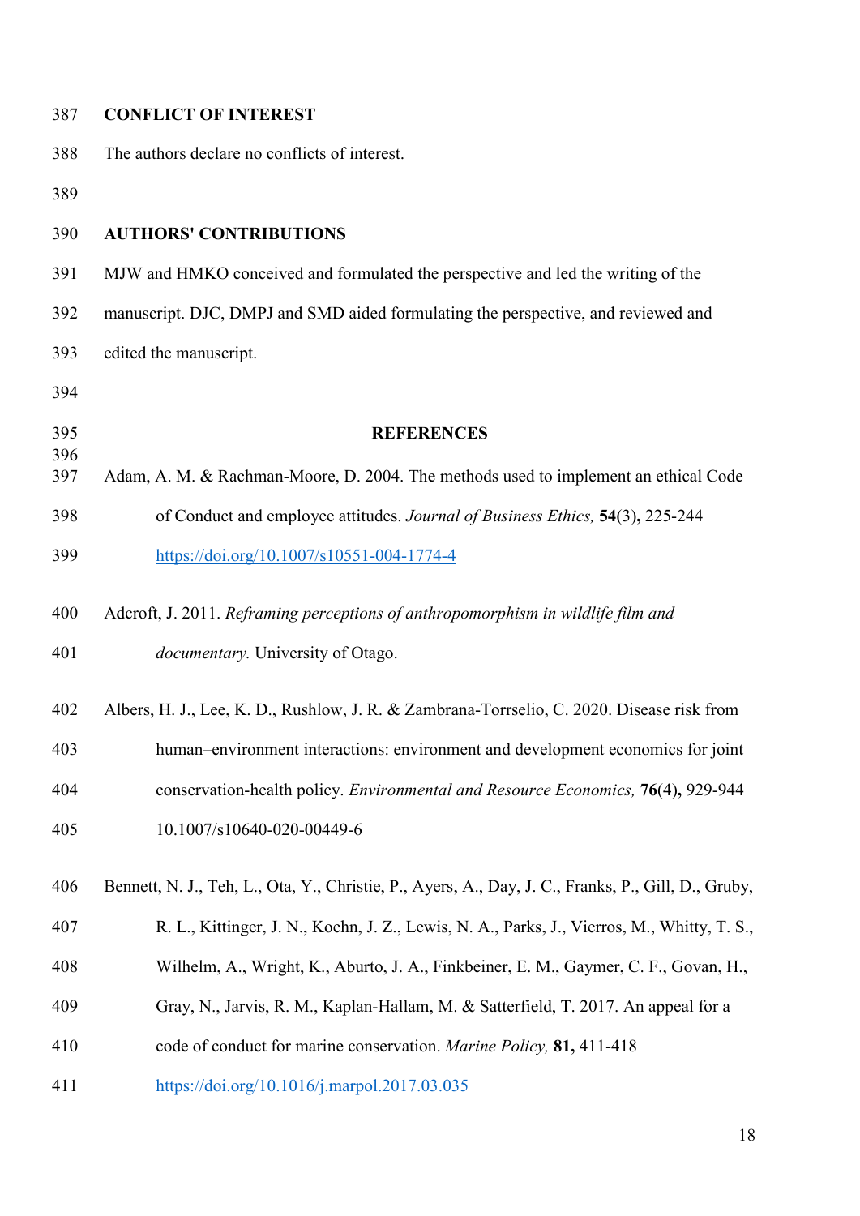## CONFLICT OF INTEREST

The authors declare no conflicts of interest.

## AUTHORS' CONTRIBUTIONS

MJW and HMKO conceived and formulated the perspective and led the writing of the manuscript. DJC, DMPJ and SMD aided formulating the perspective, and reviewed and edited the manuscript.

## REFERENCES

Adam, A. M. & Rachman-Moore, D. 2004. The methods used to implement an ethical Code of Conduct and employee attitudes. *Journal of Business Ethics,* **54**(3)**,** 225-244 https://doi.org/10.1007/s10551-004-1774-4

Adcroft, J. 2011. *Reframing perceptions of anthropomorphism in wildlife film and documentary.* University of Otago.

Albers, H. J., Lee, K. D., Rushlow, J. R. & Zambrana-Torrselio, C. 2020. Disease risk from human–environment interactions: environment and development economics for joint conservation-health policy. *Environmental and Resource Economics,* **76**(4)**,** 929-944 10.1007/s10640-020-00449-6

Bennett, N. J., Teh, L., Ota, Y., Christie, P., Ayers, A., Day, J. C., Franks, P., Gill, D., Gruby, R. L., Kittinger, J. N., Koehn, J. Z., Lewis, N. A., Parks, J., Vierros, M., Whitty, T. S., Wilhelm, A., Wright, K., Aburto, J. A., Finkbeiner, E. M., Gaymer, C. F., Govan, H., Gray, N., Jarvis, R. M., Kaplan-Hallam, M. & Satterfield, T. 2017. An appeal for a code of conduct for marine conservation. *Marine Policy,* **81,** 411-418 https://doi.org/10.1016/j.marpol.2017.03.035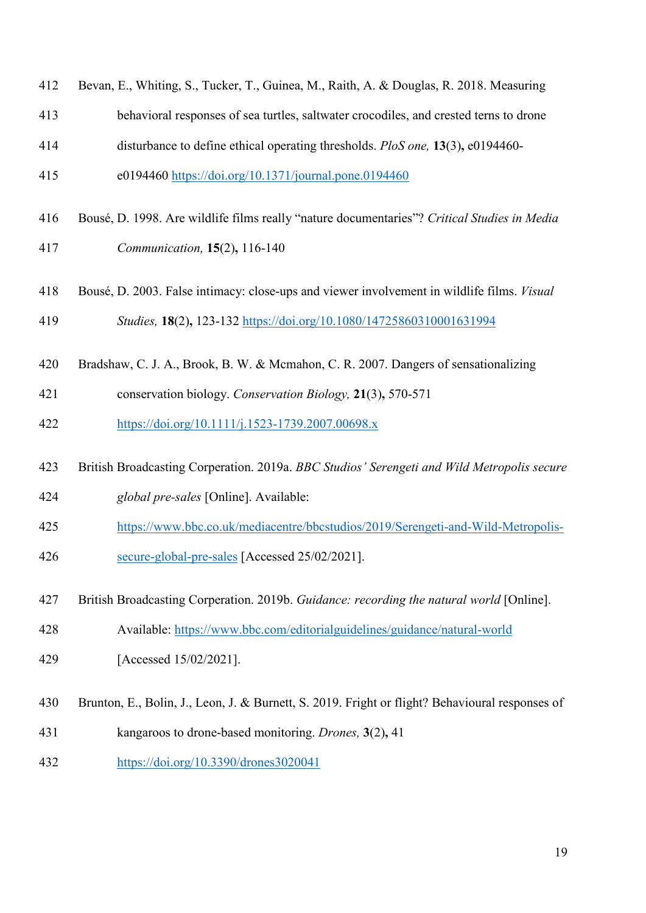Bevan, E., Whiting, S., Tucker, T., Guinea, M., Raith, A. & Douglas, R. 2018. Measuring behavioral responses of sea turtles, saltwater crocodiles, and crested terns to drone disturbance to define ethical operating thresholds. *PloS one,* **13**(3)**,** e0194460-e0194460 https://doi.org/10.1371/journal.pone.0194460

Bousé, D. 1998. Are wildlife films really "nature documentaries"? *Critical Studies in Media Communication,* **15**(2)**,** 116-140

Bousé, D. 2003. False intimacy: close-ups and viewer involvement in wildlife films. *Visual Studies,* **18**(2)**,** 123-132 https://doi.org/10.1080/14725860310001631994

Bradshaw, C. J. A., Brook, B. W. & Mcmahon, C. R. 2007. Dangers of sensationalizing conservation biology. *Conservation Biology,* **21**(3)**,** 570-571 https://doi.org/10.1111/j.1523-1739.2007.00698.x

British Broadcasting Corperation. 2019a. *BBC Studios' Serengeti and Wild Metropolis secure global pre-sales* [Online]. Available: https://www.bbc.co.uk/mediacentre/bbcstudios/2019/Serengeti-and-Wild-Metropolis-secure-global-pre-sales [Accessed 25/02/2021].

British Broadcasting Corperation. 2019b. *Guidance: recording the natural world* [Online]. Available: https://www.bbc.com/editorialguidelines/guidance/natural-world [Accessed 15/02/2021].

Brunton, E., Bolin, J., Leon, J. & Burnett, S. 2019. Fright or flight? Behavioural responses of kangaroos to drone-based monitoring. *Drones,* **3**(2)**,** 41 https://doi.org/10.3390/drones3020041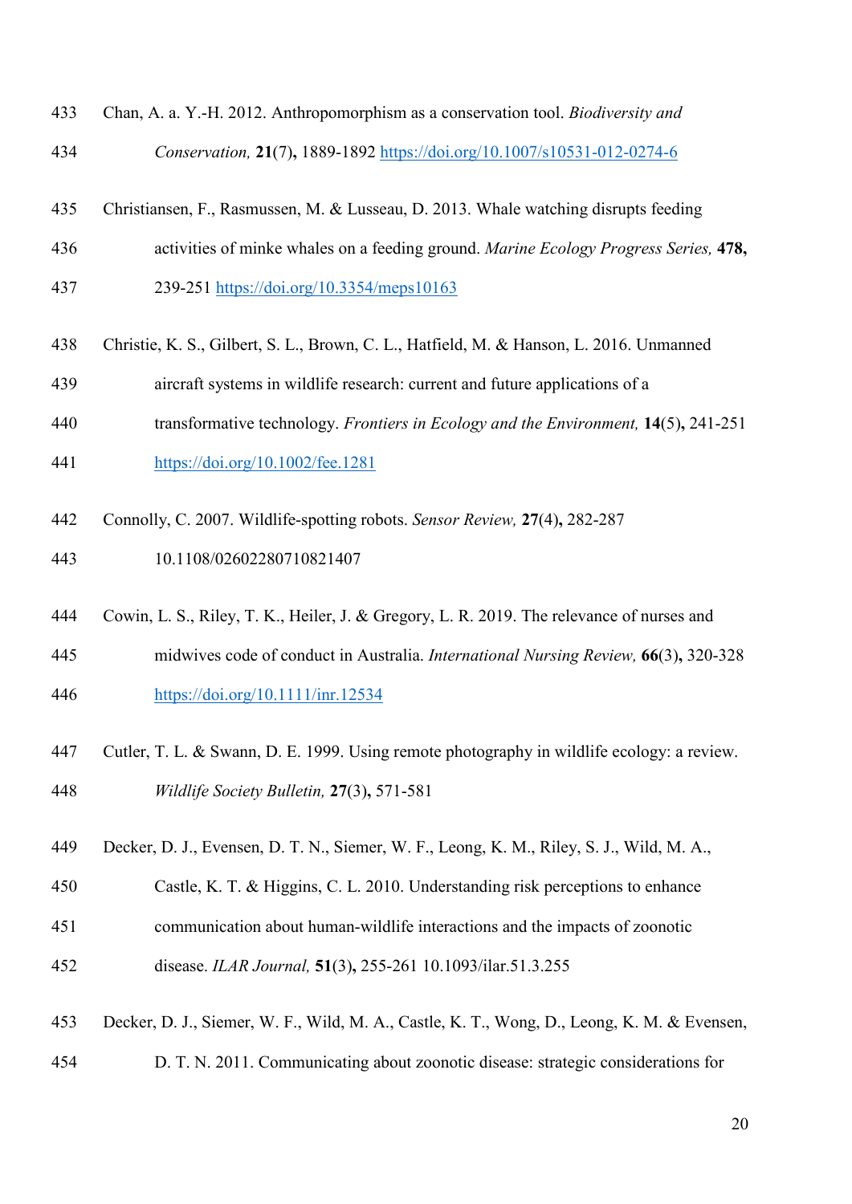Chan, A. a. Y.-H. 2012. Anthropomorphism as a conservation tool. *Biodiversity and Conservation,* **21**(7)**,** 1889-1892 https://doi.org/10.1007/s10531-012-0274-6

Christiansen, F., Rasmussen, M. & Lusseau, D. 2013. Whale watching disrupts feeding activities of minke whales on a feeding ground. *Marine Ecology Progress Series,* **478,** 239-251 https://doi.org/10.3354/meps10163

Christie, K. S., Gilbert, S. L., Brown, C. L., Hatfield, M. & Hanson, L. 2016. Unmanned aircraft systems in wildlife research: current and future applications of a transformative technology. *Frontiers in Ecology and the Environment,* **14**(5)**,** 241-251 https://doi.org/10.1002/fee.1281

Connolly, C. 2007. Wildlife-spotting robots. *Sensor Review,* **27**(4)**,** 282-287 10.1108/02602280710821407

Cowin, L. S., Riley, T. K., Heiler, J. & Gregory, L. R. 2019. The relevance of nurses and midwives code of conduct in Australia. *International Nursing Review,* **66**(3)**,** 320-328 https://doi.org/10.1111/inr.12534

Cutler, T. L. & Swann, D. E. 1999. Using remote photography in wildlife ecology: a review. *Wildlife Society Bulletin,* **27**(3)**,** 571-581

Decker, D. J., Evensen, D. T. N., Siemer, W. F., Leong, K. M., Riley, S. J., Wild, M. A., Castle, K. T. & Higgins, C. L. 2010. Understanding risk perceptions to enhance communication about human-wildlife interactions and the impacts of zoonotic disease. *ILAR Journal,* **51**(3)**,** 255-261 10.1093/ilar.51.3.255

Decker, D. J., Siemer, W. F., Wild, M. A., Castle, K. T., Wong, D., Leong, K. M. & Evensen, D. T. N. 2011. Communicating about zoonotic disease: strategic considerations for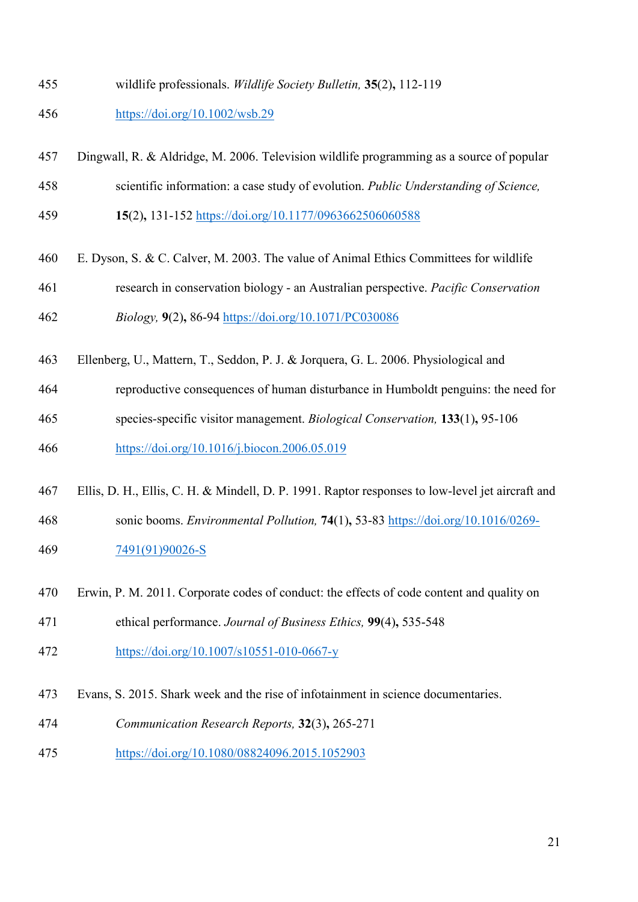wildlife professionals. *Wildlife Society Bulletin,* **35**(2)**,** 112-119 https://doi.org/10.1002/wsb.29

Dingwall, R. & Aldridge, M. 2006. Television wildlife programming as a source of popular scientific information: a case study of evolution. *Public Understanding of Science,* **15**(2)**,** 131-152 https://doi.org/10.1177/0963662506060588

E. Dyson, S. & C. Calver, M. 2003. The value of Animal Ethics Committees for wildlife research in conservation biology - an Australian perspective. *Pacific Conservation Biology,* **9**(2)**,** 86-94 https://doi.org/10.1071/PC030086

Ellenberg, U., Mattern, T., Seddon, P. J. & Jorquera, G. L. 2006. Physiological and reproductive consequences of human disturbance in Humboldt penguins: the need for species-specific visitor management. *Biological Conservation,* **133**(1)**,** 95-106 https://doi.org/10.1016/j.biocon.2006.05.019

Ellis, D. H., Ellis, C. H. & Mindell, D. P. 1991. Raptor responses to low-level jet aircraft and sonic booms. *Environmental Pollution,* **74**(1)**,** 53-83 https://doi.org/10.1016/0269-7491(91)90026-S

Erwin, P. M. 2011. Corporate codes of conduct: the effects of code content and quality on ethical performance. *Journal of Business Ethics,* **99**(4)**,** 535-548 https://doi.org/10.1007/s10551-010-0667-y

Evans, S. 2015. Shark week and the rise of infotainment in science documentaries. *Communication Research Reports,* **32**(3)**,** 265-271 https://doi.org/10.1080/08824096.2015.1052903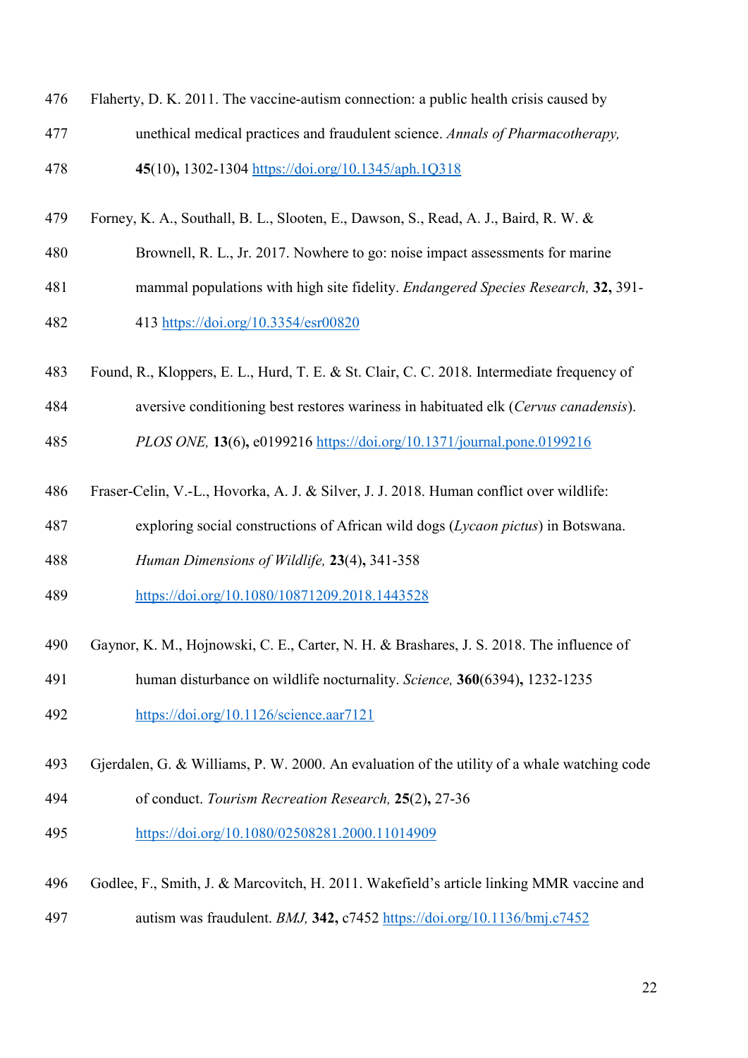Flaherty, D. K. 2011. The vaccine-autism connection: a public health crisis caused by unethical medical practices and fraudulent science. *Annals of Pharmacotherapy,* **45**(10)**,** 1302-1304 https://doi.org/10.1345/aph.1Q318

Forney, K. A., Southall, B. L., Slooten, E., Dawson, S., Read, A. J., Baird, R. W. & Brownell, R. L., Jr. 2017. Nowhere to go: noise impact assessments for marine mammal populations with high site fidelity. *Endangered Species Research,* **32,** 391-413 https://doi.org/10.3354/esr00820

Found, R., Kloppers, E. L., Hurd, T. E. & St. Clair, C. C. 2018. Intermediate frequency of aversive conditioning best restores wariness in habituated elk (*Cervus canadensis*). *PLOS ONE,* **13**(6)**,** e0199216 https://doi.org/10.1371/journal.pone.0199216

Fraser-Celin, V.-L., Hovorka, A. J. & Silver, J. J. 2018. Human conflict over wildlife: exploring social constructions of African wild dogs (*Lycaon pictus*) in Botswana. *Human Dimensions of Wildlife,* **23**(4)**,** 341-358 https://doi.org/10.1080/10871209.2018.1443528

Gaynor, K. M., Hojnowski, C. E., Carter, N. H. & Brashares, J. S. 2018. The influence of human disturbance on wildlife nocturnality. *Science,* **360**(6394)**,** 1232-1235 https://doi.org/10.1126/science.aar7121

Gjerdalen, G. & Williams, P. W. 2000. An evaluation of the utility of a whale watching code of conduct. *Tourism Recreation Research,* **25**(2)**,** 27-36 https://doi.org/10.1080/02508281.2000.11014909

Godlee, F., Smith, J. & Marcovitch, H. 2011. Wakefield's article linking MMR vaccine and autism was fraudulent. *BMJ,* **342,** c7452 https://doi.org/10.1136/bmj.c7452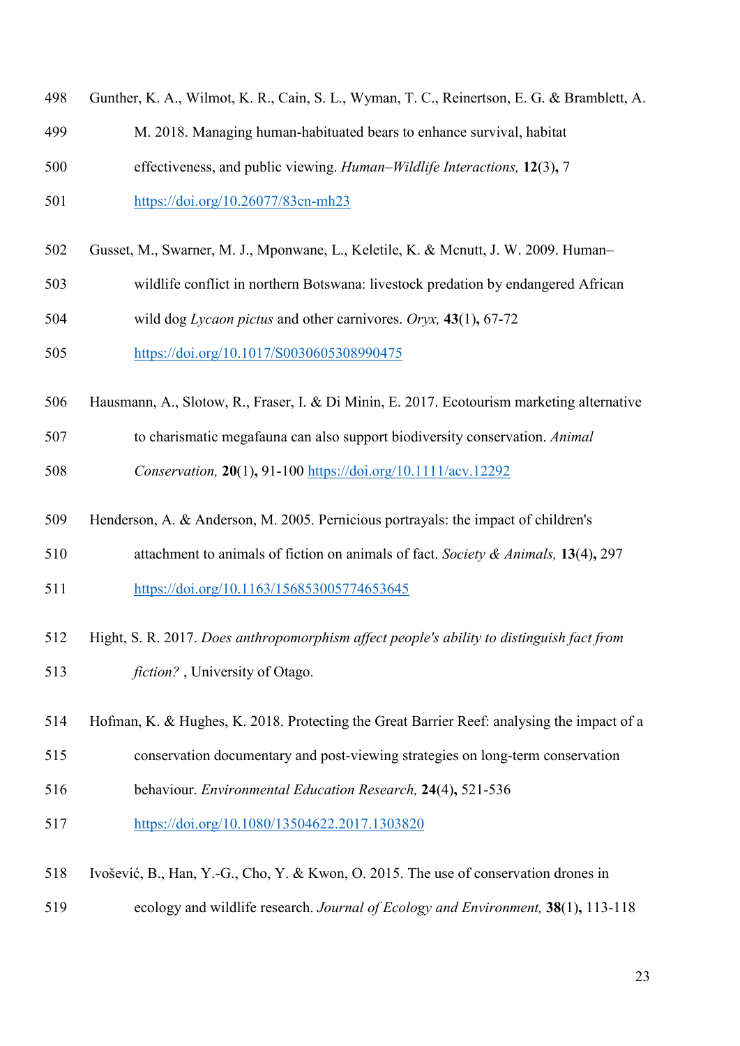Gunther, K. A., Wilmot, K. R., Cain, S. L., Wyman, T. C., Reinertson, E. G. & Bramblett, A. M. 2018. Managing human-habituated bears to enhance survival, habitat effectiveness, and public viewing. *Human–Wildlife Interactions,* **12**(3)**,** 7 https://doi.org/10.26077/83cn-mh23

Gusset, M., Swarner, M. J., Mponwane, L., Keletile, K. & Mcnutt, J. W. 2009. Human–wildlife conflict in northern Botswana: livestock predation by endangered African wild dog *Lycaon pictus* and other carnivores. *Oryx,* **43**(1)**,** 67-72 https://doi.org/10.1017/S0030605308990475

Hausmann, A., Slotow, R., Fraser, I. & Di Minin, E. 2017. Ecotourism marketing alternative to charismatic megafauna can also support biodiversity conservation. *Animal Conservation,* **20**(1)**,** 91-100 https://doi.org/10.1111/acv.12292

Henderson, A. & Anderson, M. 2005. Pernicious portrayals: the impact of children's attachment to animals of fiction on animals of fact. *Society & Animals,* **13**(4)**,** 297 https://doi.org/10.1163/156853005774653645

Hight, S. R. 2017. *Does anthropomorphism affect people's ability to distinguish fact from fiction?* , University of Otago.

Hofman, K. & Hughes, K. 2018. Protecting the Great Barrier Reef: analysing the impact of a conservation documentary and post-viewing strategies on long-term conservation behaviour. *Environmental Education Research,* **24**(4)**,** 521-536 https://doi.org/10.1080/13504622.2017.1303820

Ivošević, B., Han, Y.-G., Cho, Y. & Kwon, O. 2015. The use of conservation drones in ecology and wildlife research. *Journal of Ecology and Environment,* **38**(1)**,** 113-118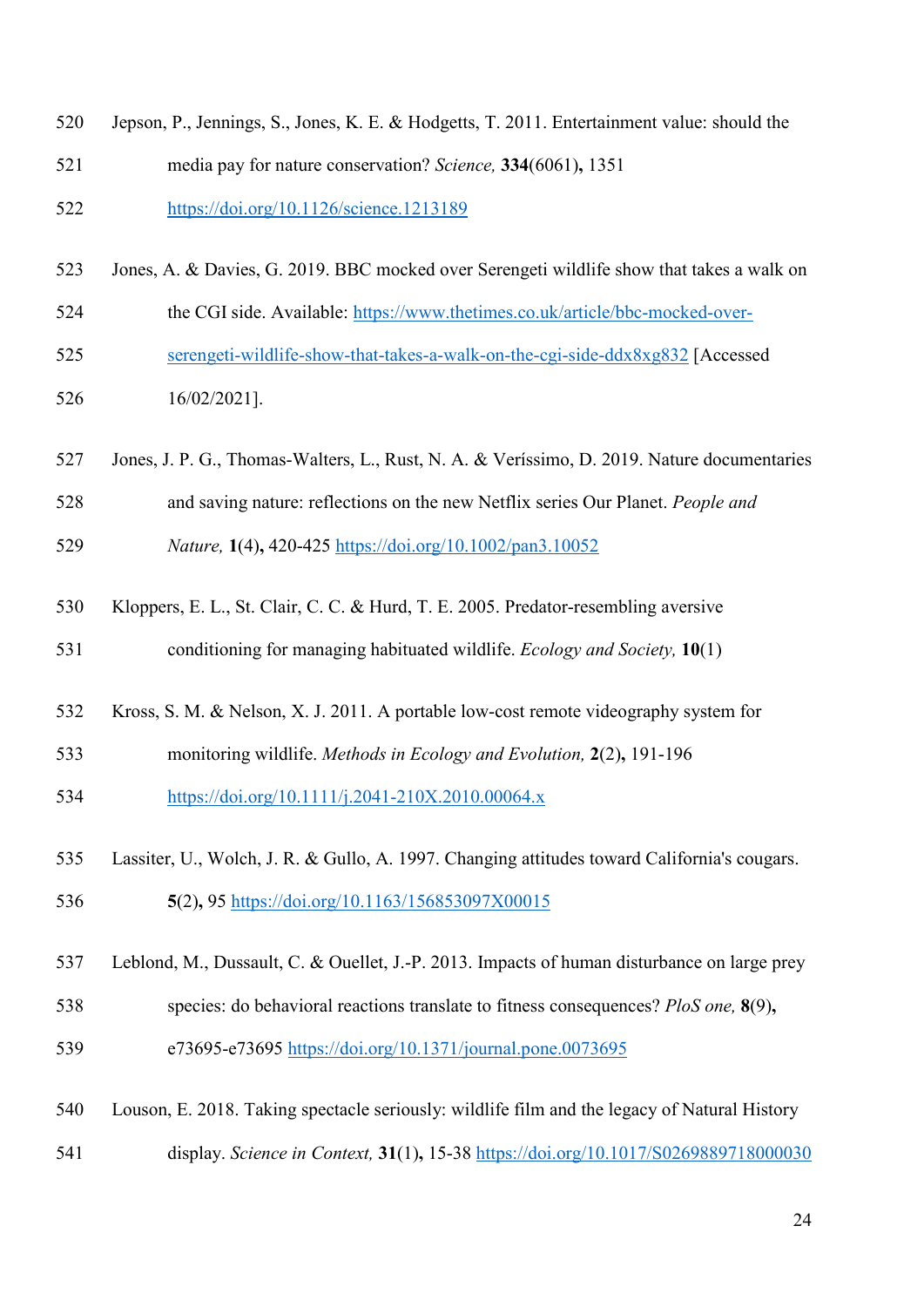Jepson, P., Jennings, S., Jones, K. E. & Hodgetts, T. 2011. Entertainment value: should the media pay for nature conservation? *Science,* **334**(6061)**,** 1351 https://doi.org/10.1126/science.1213189

Jones, A. & Davies, G. 2019. BBC mocked over Serengeti wildlife show that takes a walk on the CGI side. Available: https://www.thetimes.co.uk/article/bbc-mocked-over-serengeti-wildlife-show-that-takes-a-walk-on-the-cgi-side-ddx8xg832 [Accessed 16/02/2021].

Jones, J. P. G., Thomas-Walters, L., Rust, N. A. & Veríssimo, D. 2019. Nature documentaries and saving nature: reflections on the new Netflix series Our Planet. *People and Nature,* **1**(4)**,** 420-425 https://doi.org/10.1002/pan3.10052

Kloppers, E. L., St. Clair, C. C. & Hurd, T. E. 2005. Predator-resembling aversive conditioning for managing habituated wildlife. *Ecology and Society,* **10**(1)

Kross, S. M. & Nelson, X. J. 2011. A portable low-cost remote videography system for monitoring wildlife. *Methods in Ecology and Evolution,* **2**(2)**,** 191-196 https://doi.org/10.1111/j.2041-210X.2010.00064.x

Lassiter, U., Wolch, J. R. & Gullo, A. 1997. Changing attitudes toward California's cougars. **5**(2)**,** 95 https://doi.org/10.1163/156853097X00015

Leblond, M., Dussault, C. & Ouellet, J.-P. 2013. Impacts of human disturbance on large prey species: do behavioral reactions translate to fitness consequences? *PloS one,* **8**(9)**,** e73695-e73695 https://doi.org/10.1371/journal.pone.0073695

Louson, E. 2018. Taking spectacle seriously: wildlife film and the legacy of Natural History display. *Science in Context,* **31**(1)**,** 15-38 https://doi.org/10.1017/S0269889718000030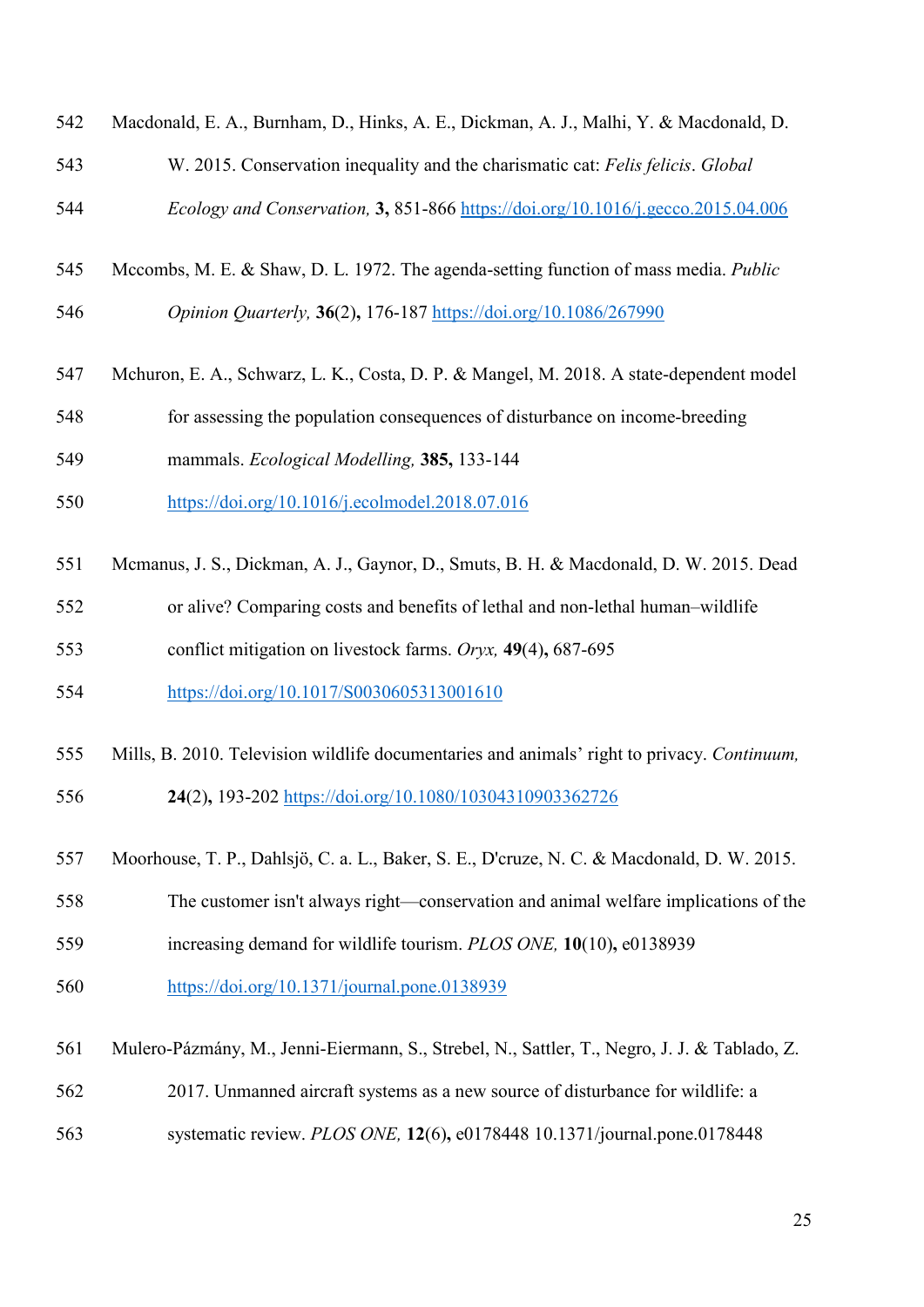Macdonald, E. A., Burnham, D., Hinks, A. E., Dickman, A. J., Malhi, Y. & Macdonald, D. W. 2015. Conservation inequality and the charismatic cat: *Felis felicis*. *Global Ecology and Conservation,* **3,** 851-866 https://doi.org/10.1016/j.gecco.2015.04.006

Mccombs, M. E. & Shaw, D. L. 1972. The agenda-setting function of mass media. *Public Opinion Quarterly,* **36**(2)**,** 176-187 https://doi.org/10.1086/267990

Mchuron, E. A., Schwarz, L. K., Costa, D. P. & Mangel, M. 2018. A state-dependent model for assessing the population consequences of disturbance on income-breeding mammals. *Ecological Modelling,* **385,** 133-144 https://doi.org/10.1016/j.ecolmodel.2018.07.016

Mcmanus, J. S., Dickman, A. J., Gaynor, D., Smuts, B. H. & Macdonald, D. W. 2015. Dead or alive? Comparing costs and benefits of lethal and non-lethal human–wildlife conflict mitigation on livestock farms. *Oryx,* **49**(4)**,** 687-695 https://doi.org/10.1017/S0030605313001610

Mills, B. 2010. Television wildlife documentaries and animals' right to privacy. *Continuum,* **24**(2)**,** 193-202 https://doi.org/10.1080/10304310903362726

Moorhouse, T. P., Dahlsjö, C. a. L., Baker, S. E., D'cruze, N. C. & Macdonald, D. W. 2015. The customer isn't always right—conservation and animal welfare implications of the increasing demand for wildlife tourism. *PLOS ONE,* **10**(10)**,** e0138939 https://doi.org/10.1371/journal.pone.0138939

Mulero-Pázmány, M., Jenni-Eiermann, S., Strebel, N., Sattler, T., Negro, J. J. & Tablado, Z. 2017. Unmanned aircraft systems as a new source of disturbance for wildlife: a systematic review. *PLOS ONE,* **12**(6)**,** e0178448 10.1371/journal.pone.0178448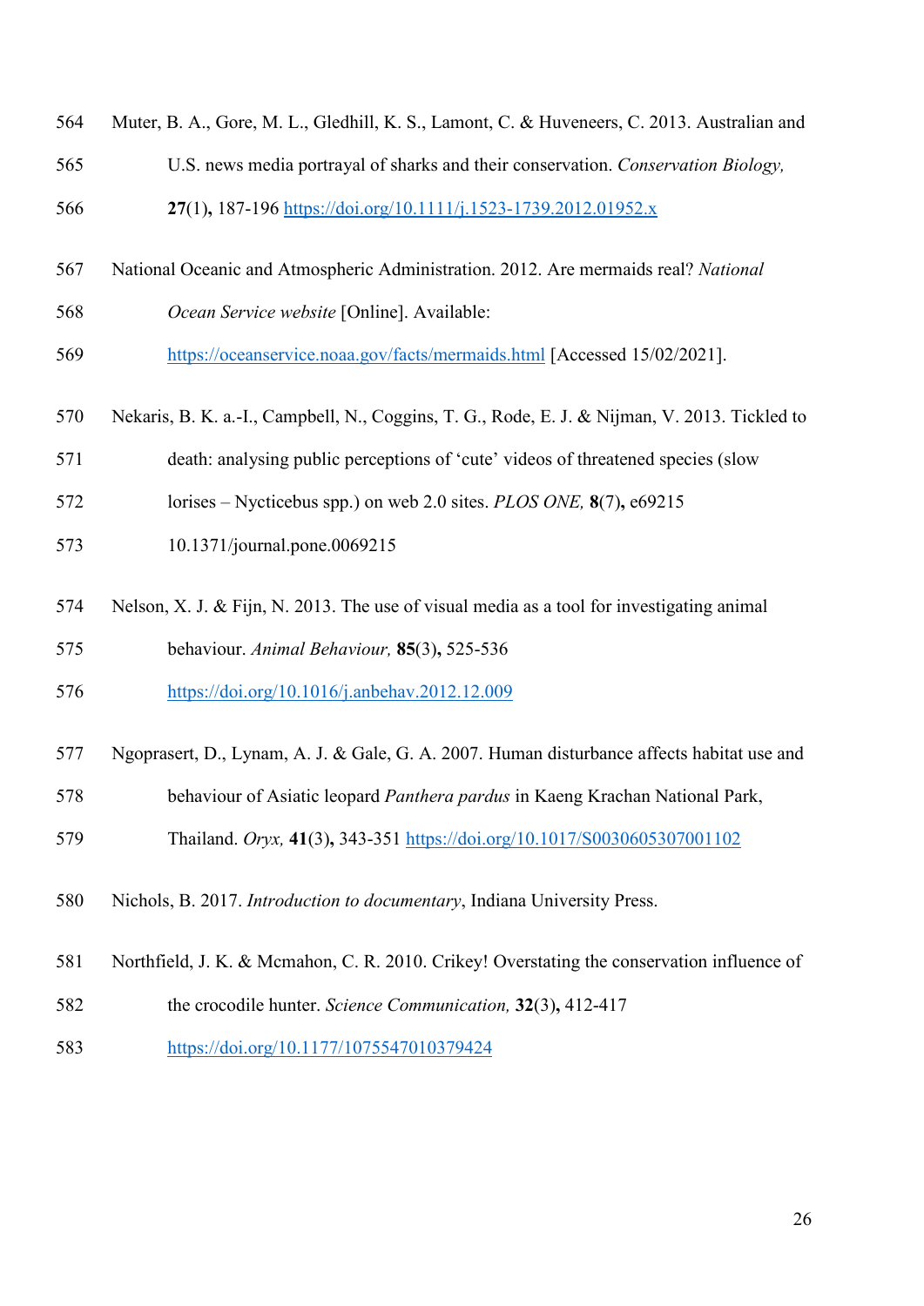Muter, B. A., Gore, M. L., Gledhill, K. S., Lamont, C. & Huveneers, C. 2013. Australian and U.S. news media portrayal of sharks and their conservation. *Conservation Biology,* **27**(1)**,** 187-196 https://doi.org/10.1111/j.1523-1739.2012.01952.x

National Oceanic and Atmospheric Administration. 2012. Are mermaids real? *National Ocean Service website* [Online]. Available: https://oceanservice.noaa.gov/facts/mermaids.html [Accessed 15/02/2021].

Nekaris, B. K. a.-I., Campbell, N., Coggins, T. G., Rode, E. J. & Nijman, V. 2013. Tickled to death: analysing public perceptions of 'cute' videos of threatened species (slow lorises – Nycticebus spp.) on web 2.0 sites. *PLOS ONE,* **8**(7)**,** e69215 10.1371/journal.pone.0069215

Nelson, X. J. & Fijn, N. 2013. The use of visual media as a tool for investigating animal behaviour. *Animal Behaviour,* **85**(3)**,** 525-536 https://doi.org/10.1016/j.anbehav.2012.12.009

Ngoprasert, D., Lynam, A. J. & Gale, G. A. 2007. Human disturbance affects habitat use and behaviour of Asiatic leopard *Panthera pardus* in Kaeng Krachan National Park, Thailand. *Oryx,* **41**(3)**,** 343-351 https://doi.org/10.1017/S0030605307001102

Nichols, B. 2017. *Introduction to documentary*, Indiana University Press.

Northfield, J. K. & Mcmahon, C. R. 2010. Crikey! Overstating the conservation influence of the crocodile hunter. *Science Communication,* **32**(3)**,** 412-417 https://doi.org/10.1177/1075547010379424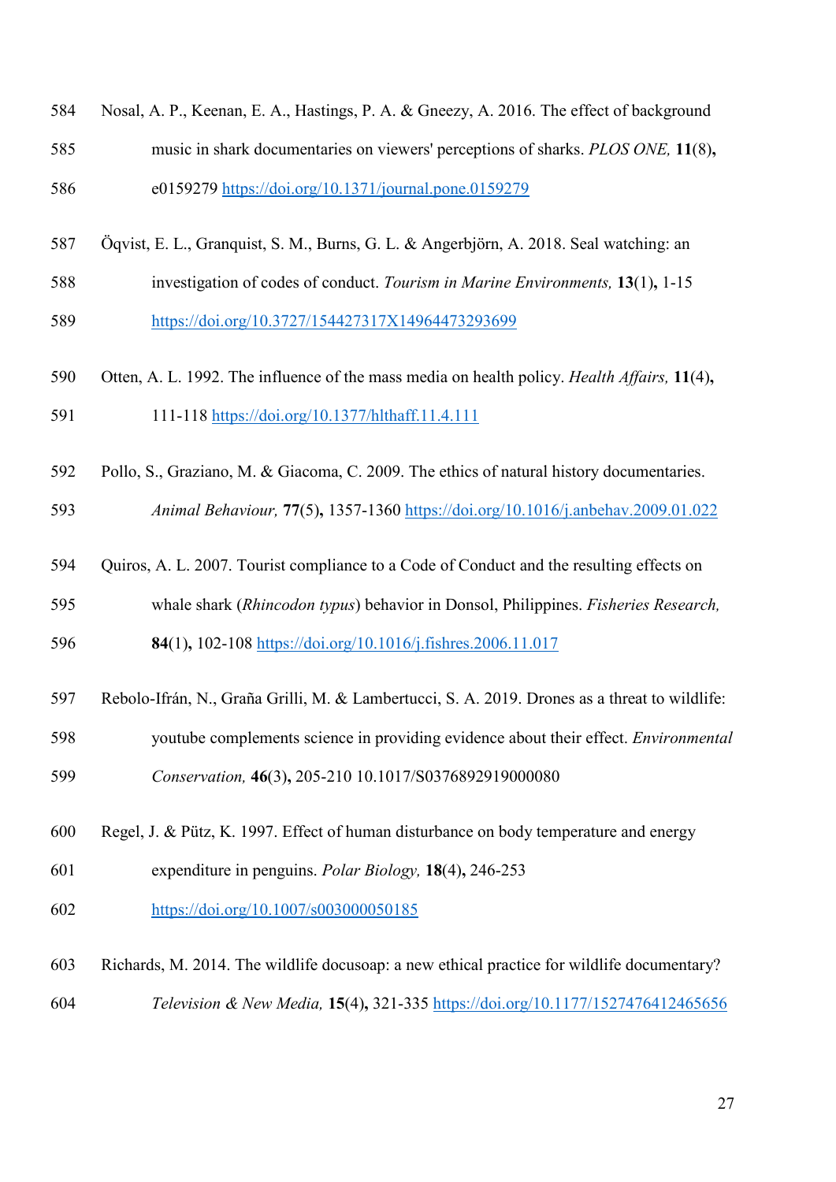Nosal, A. P., Keenan, E. A., Hastings, P. A. & Gneezy, A. 2016. The effect of background music in shark documentaries on viewers' perceptions of sharks. *PLOS ONE,* **11**(8)**,** e0159279 https://doi.org/10.1371/journal.pone.0159279

Öqvist, E. L., Granquist, S. M., Burns, G. L. & Angerbjörn, A. 2018. Seal watching: an investigation of codes of conduct. *Tourism in Marine Environments,* **13**(1)**,** 1-15 https://doi.org/10.3727/154427317X14964473293699

Otten, A. L. 1992. The influence of the mass media on health policy. *Health Affairs,* **11**(4)**,** 111-118 https://doi.org/10.1377/hlthaff.11.4.111

Pollo, S., Graziano, M. & Giacoma, C. 2009. The ethics of natural history documentaries. *Animal Behaviour,* **77**(5)**,** 1357-1360 https://doi.org/10.1016/j.anbehav.2009.01.022

Quiros, A. L. 2007. Tourist compliance to a Code of Conduct and the resulting effects on whale shark (*Rhincodon typus*) behavior in Donsol, Philippines. *Fisheries Research,* **84**(1)**,** 102-108 https://doi.org/10.1016/j.fishres.2006.11.017

Rebolo-Ifrán, N., Graña Grilli, M. & Lambertucci, S. A. 2019. Drones as a threat to wildlife: youtube complements science in providing evidence about their effect. *Environmental Conservation,* **46**(3)**,** 205-210 10.1017/S0376892919000080

Regel, J. & Pütz, K. 1997. Effect of human disturbance on body temperature and energy expenditure in penguins. *Polar Biology,* **18**(4)**,** 246-253 https://doi.org/10.1007/s003000050185

Richards, M. 2014. The wildlife docusoap: a new ethical practice for wildlife documentary? *Television & New Media,* **15**(4)**,** 321-335 https://doi.org/10.1177/1527476412465656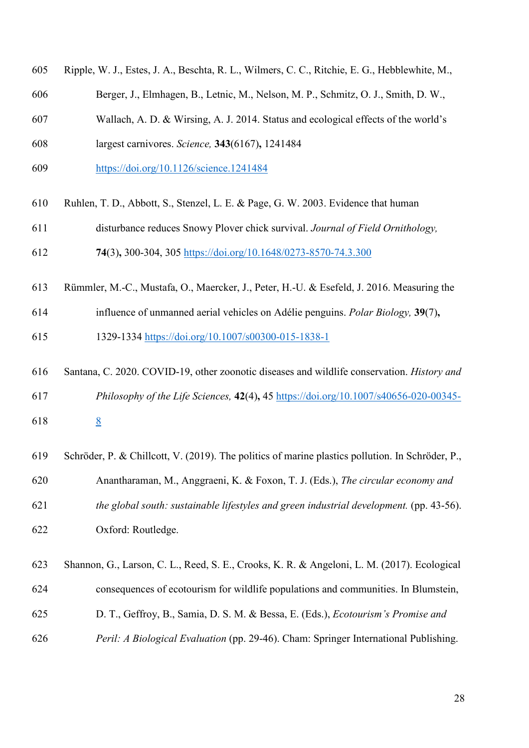Ripple, W. J., Estes, J. A., Beschta, R. L., Wilmers, C. C., Ritchie, E. G., Hebblewhite, M., Berger, J., Elmhagen, B., Letnic, M., Nelson, M. P., Schmitz, O. J., Smith, D. W., Wallach, A. D. & Wirsing, A. J. 2014. Status and ecological effects of the world's largest carnivores. *Science,* **343**(6167)**,** 1241484 https://doi.org/10.1126/science.1241484

Ruhlen, T. D., Abbott, S., Stenzel, L. E. & Page, G. W. 2003. Evidence that human disturbance reduces Snowy Plover chick survival. *Journal of Field Ornithology,* **74**(3)**,** 300-304, 305 https://doi.org/10.1648/0273-8570-74.3.300

Rümmler, M.-C., Mustafa, O., Maercker, J., Peter, H.-U. & Esefeld, J. 2016. Measuring the influence of unmanned aerial vehicles on Adélie penguins. *Polar Biology,* **39**(7)**,** 1329-1334 https://doi.org/10.1007/s00300-015-1838-1

Santana, C. 2020. COVID-19, other zoonotic diseases and wildlife conservation. *History and Philosophy of the Life Sciences,* **42**(4)**,** 45 https://doi.org/10.1007/s40656-020-00345-8

Schröder, P. & Chillcott, V. (2019). The politics of marine plastics pollution. In Schröder, P., Anantharaman, M., Anggraeni, K. & Foxon, T. J. (Eds.), *The circular economy and the global south: sustainable lifestyles and green industrial development.* (pp. 43-56). Oxford: Routledge.

Shannon, G., Larson, C. L., Reed, S. E., Crooks, K. R. & Angeloni, L. M. (2017). Ecological consequences of ecotourism for wildlife populations and communities. In Blumstein, D. T., Geffroy, B., Samia, D. S. M. & Bessa, E. (Eds.), *Ecotourism's Promise and Peril: A Biological Evaluation* (pp. 29-46). Cham: Springer International Publishing.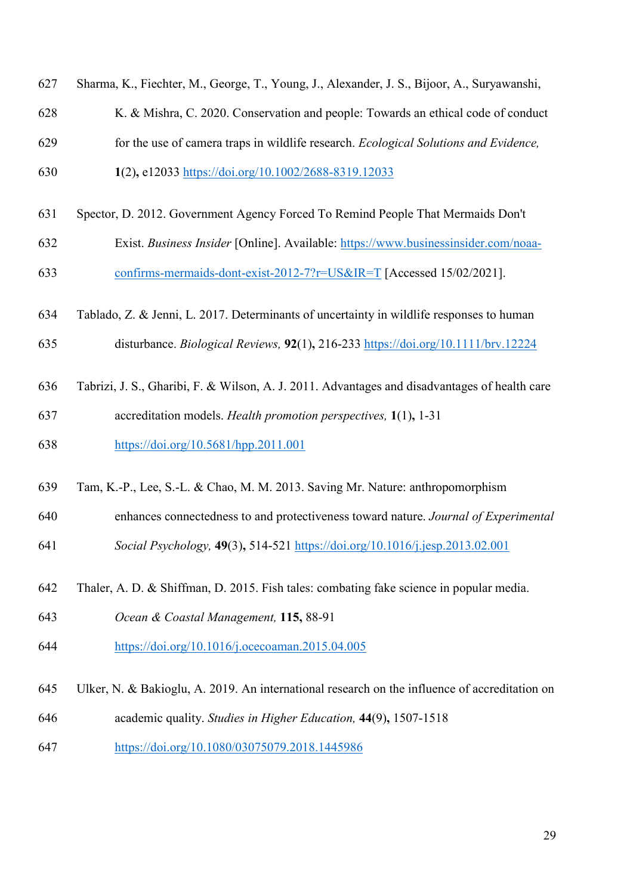Sharma, K., Fiechter, M., George, T., Young, J., Alexander, J. S., Bijoor, A., Suryawanshi, K. & Mishra, C. 2020. Conservation and people: Towards an ethical code of conduct for the use of camera traps in wildlife research. *Ecological Solutions and Evidence,* **1**(2)**,** e12033 https://doi.org/10.1002/2688-8319.12033

Spector, D. 2012. Government Agency Forced To Remind People That Mermaids Don't Exist. *Business Insider* [Online]. Available: https://www.businessinsider.com/noaa-confirms-mermaids-dont-exist-2012-7?r=US&IR=T [Accessed 15/02/2021].

Tablado, Z. & Jenni, L. 2017. Determinants of uncertainty in wildlife responses to human disturbance. *Biological Reviews,* **92**(1)**,** 216-233 https://doi.org/10.1111/brv.12224

Tabrizi, J. S., Gharibi, F. & Wilson, A. J. 2011. Advantages and disadvantages of health care accreditation models. *Health promotion perspectives,* **1**(1)**,** 1-31 https://doi.org/10.5681/hpp.2011.001

Tam, K.-P., Lee, S.-L. & Chao, M. M. 2013. Saving Mr. Nature: anthropomorphism enhances connectedness to and protectiveness toward nature. *Journal of Experimental Social Psychology,* **49**(3)**,** 514-521 https://doi.org/10.1016/j.jesp.2013.02.001

Thaler, A. D. & Shiffman, D. 2015. Fish tales: combating fake science in popular media. *Ocean & Coastal Management,* **115,** 88-91 https://doi.org/10.1016/j.ocecoaman.2015.04.005

Ulker, N. & Bakioglu, A. 2019. An international research on the influence of accreditation on academic quality. *Studies in Higher Education,* **44**(9)**,** 1507-1518 https://doi.org/10.1080/03075079.2018.1445986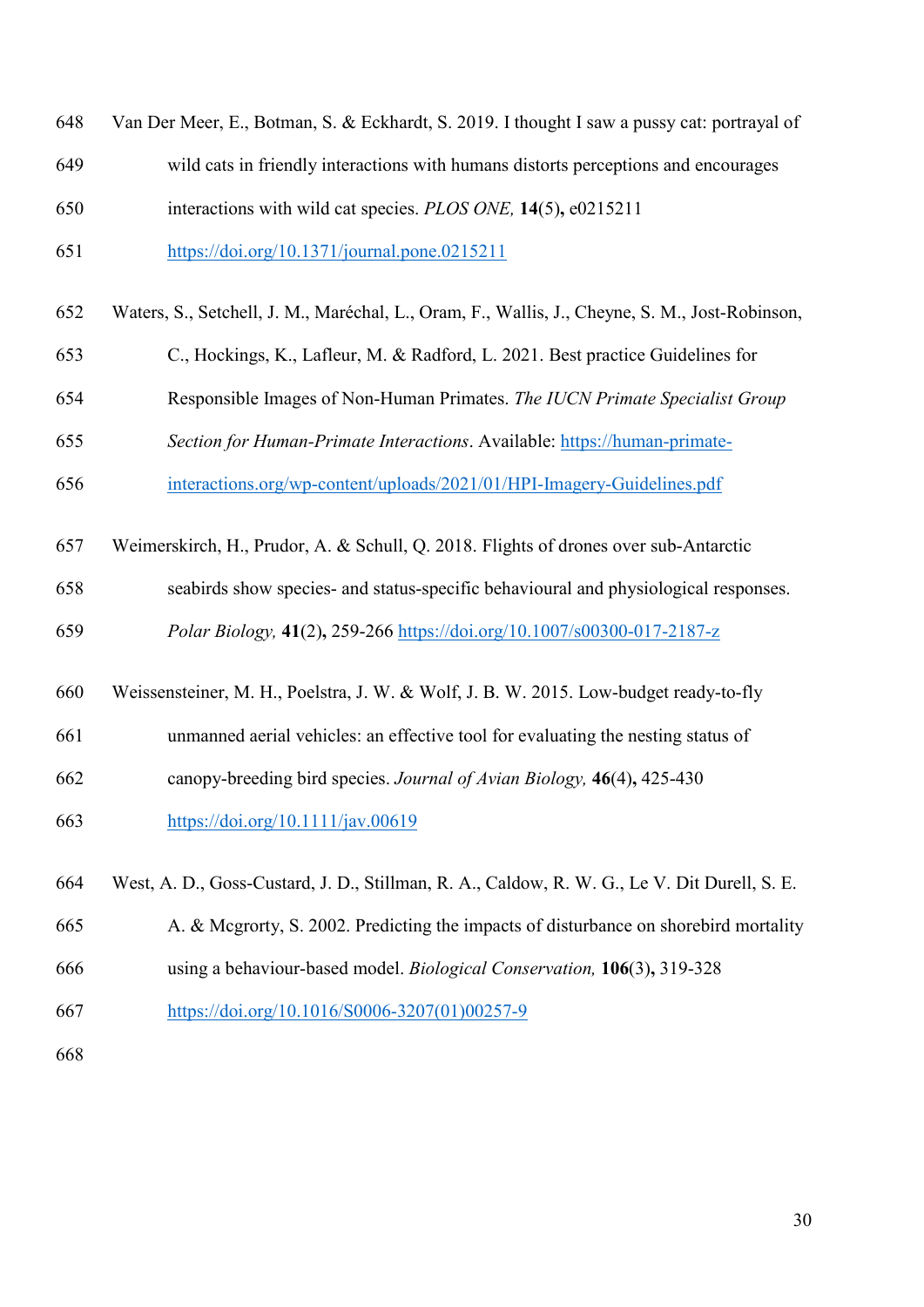Van Der Meer, E., Botman, S. & Eckhardt, S. 2019. I thought I saw a pussy cat: portrayal of wild cats in friendly interactions with humans distorts perceptions and encourages interactions with wild cat species. *PLOS ONE,* **14**(5)**,** e0215211 https://doi.org/10.1371/journal.pone.0215211

Waters, S., Setchell, J. M., Maréchal, L., Oram, F., Wallis, J., Cheyne, S. M., Jost-Robinson, C., Hockings, K., Lafleur, M. & Radford, L. 2021. Best practice Guidelines for Responsible Images of Non-Human Primates. *The IUCN Primate Specialist Group Section for Human-Primate Interactions*. Available: https://human-primate-interactions.org/wp-content/uploads/2021/01/HPI-Imagery-Guidelines.pdf

Weimerskirch, H., Prudor, A. & Schull, Q. 2018. Flights of drones over sub-Antarctic seabirds show species- and status-specific behavioural and physiological responses. *Polar Biology,* **41**(2)**,** 259-266 https://doi.org/10.1007/s00300-017-2187-z

Weissensteiner, M. H., Poelstra, J. W. & Wolf, J. B. W. 2015. Low-budget ready-to-fly unmanned aerial vehicles: an effective tool for evaluating the nesting status of canopy-breeding bird species. *Journal of Avian Biology,* **46**(4)**,** 425-430 https://doi.org/10.1111/jav.00619

West, A. D., Goss-Custard, J. D., Stillman, R. A., Caldow, R. W. G., Le V. Dit Durell, S. E. A. & Mcgrorty, S. 2002. Predicting the impacts of disturbance on shorebird mortality using a behaviour-based model. *Biological Conservation,* **106**(3)**,** 319-328 https://doi.org/10.1016/S0006-3207(01)00257-9